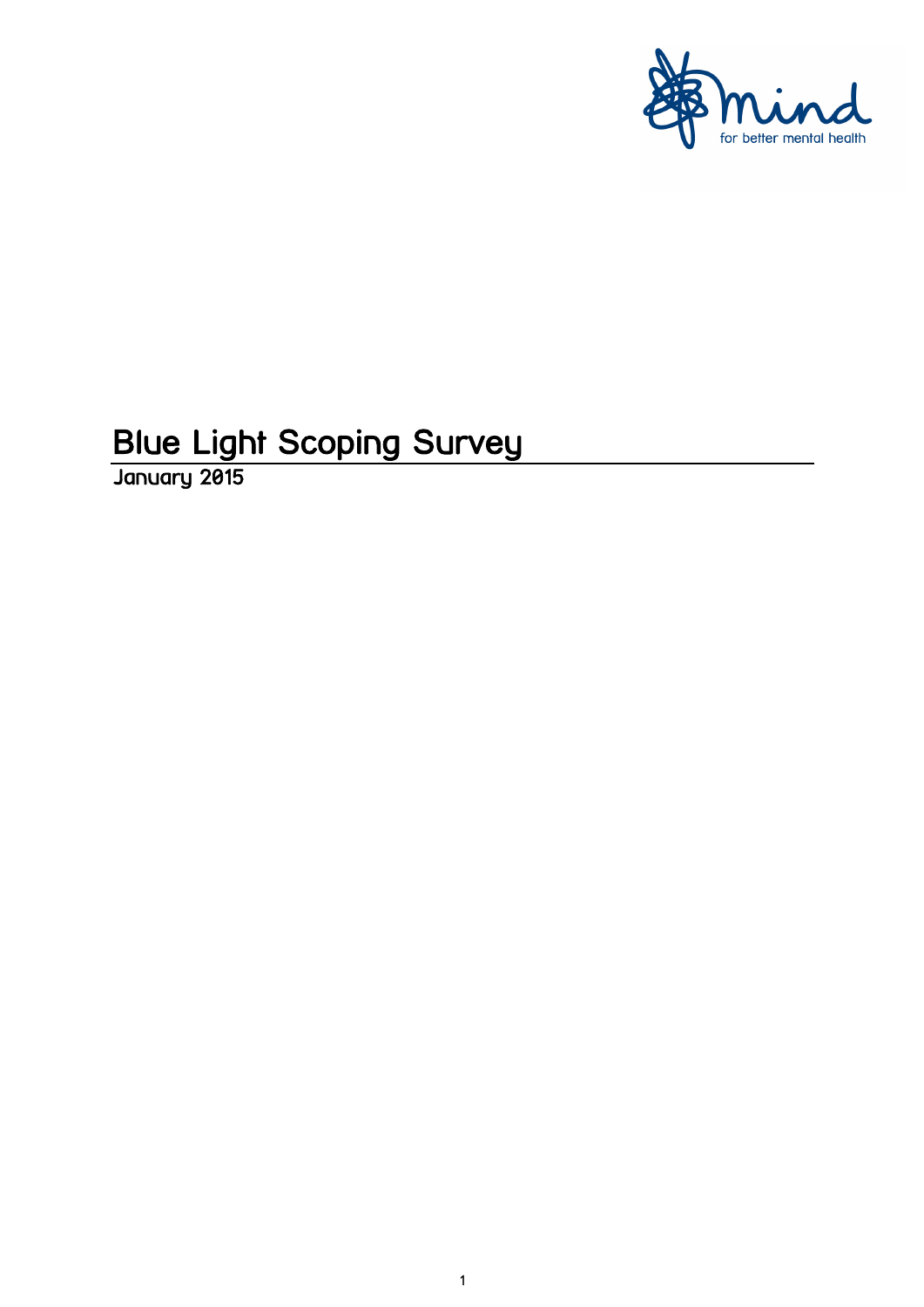# Blue Light Scoping Survey

January 2015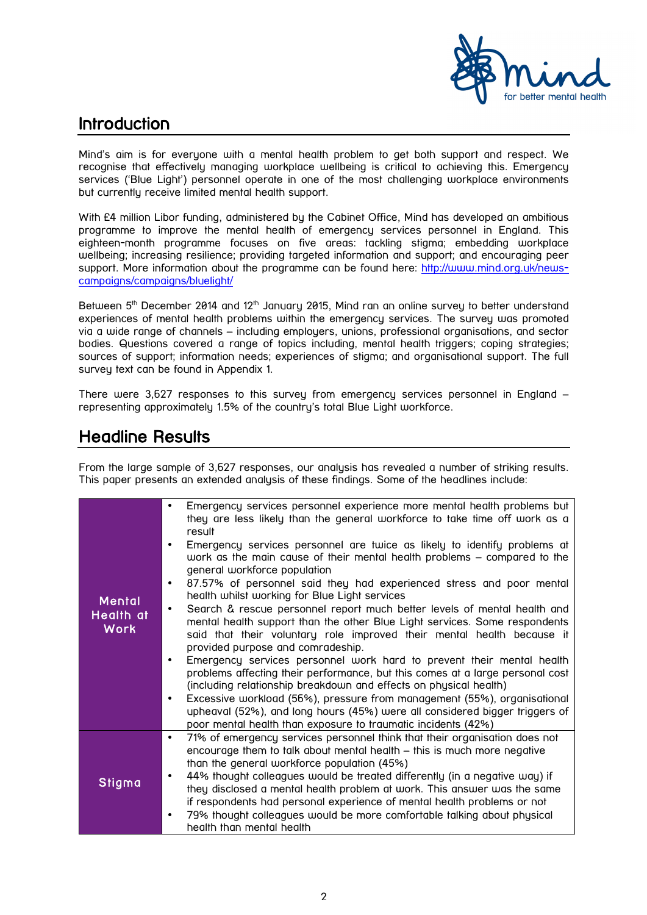## Introduction

Mind's aim is for everyone with a mental health problem to get both support and respect. We recognise that effectively managing workplace wellbeing is critical to achieving this. Emergency services ('Blue Light') personnel operate in one of the most challenging workplace environments but currently receive limited mental health support.

With £4 million Libor funding, administered by the Cabinet Office, Mind has developed an ambitious programme to improve the mental health of emergency services personnel in England. This eighteen-month programme focuses on five areas: tackling stigma; embedding workplace wellbeing; increasing resilience; providing targeted information and support; and encouraging peer support. More information about the programme can be found here: [http://www.mind.org.uk/news-campaigns/campaigns/bluelight/](http://www.mind.org.uk/news-campaigns/campaigns/bluelight/)

Between 5th December 2014 and 12th January 2015, Mind ran an online survey to better understand experiences of mental health problems within the emergency services. The survey was promoted via a wide range of channels – including employers, unions, professional organisations, and sector bodies. Questions covered a range of topics including, mental health triggers; coping strategies; sources of support; information needs; experiences of stigma; and organisational support. The full survey text can be found in Appendix 1.

There were 3,627 responses to this survey from emergency services personnel in England – representing approximately 1.5% of the country's total Blue Light workforce.

## Headline Results

From the large sample of 3,627 responses, our analysis has revealed a number of striking results. This paper presents an extended analysis of these findings. Some of the headlines include:

| | |
|---|---|
| **Mental Health at Work** | • Emergency services personnel experience more mental health problems but they are less likely than the general workforce to take time off work as a result<br>• Emergency services personnel are twice as likely to identify problems at work as the main cause of their mental health problems – compared to the general workforce population<br>• 87.57% of personnel said they had experienced stress and poor mental health whilst working for Blue Light services<br>• Search & rescue personnel report much better levels of mental health and mental health support than the other Blue Light services. Some respondents said that their voluntary role improved their mental health because it provided purpose and comradeship.<br>• Emergency services personnel work hard to prevent their mental health problems affecting their performance, but this comes at a large personal cost (including relationship breakdown and effects on physical health)<br>• Excessive workload (56%), pressure from management (55%), organisational upheaval (52%), and long hours (45%) were all considered bigger triggers of poor mental health than exposure to traumatic incidents (42%) |
| **Stigma** | • 71% of emergency services personnel think that their organisation does not encourage them to talk about mental health – this is much more negative than the general workforce population (45%)<br>• 44% thought colleagues would be treated differently (in a negative way) if they disclosed a mental health problem at work. This answer was the same if respondents had personal experience of mental health problems or not<br>• 79% thought colleagues would be more comfortable talking about physical health than mental health |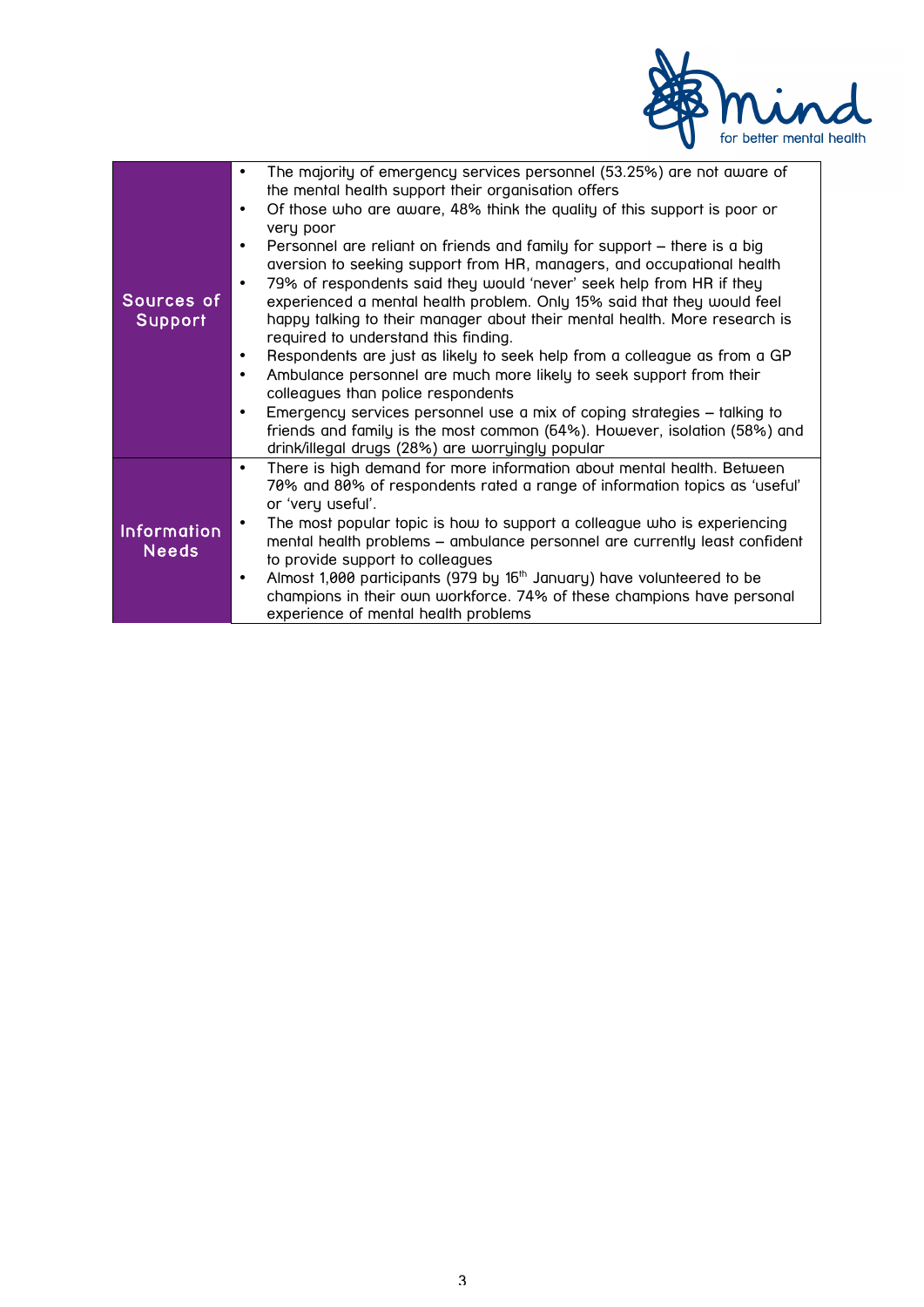| | |
|---|---|
| **Sources of Support** | • The majority of emergency services personnel (53.25%) are not aware of the mental health support their organisation offers<br>• Of those who are aware, 48% think the quality of this support is poor or very poor<br>• Personnel are reliant on friends and family for support – there is a big aversion to seeking support from HR, managers, and occupational health<br>• 79% of respondents said they would 'never' seek help from HR if they experienced a mental health problem. Only 15% said that they would feel happy talking to their manager about their mental health. More research is required to understand this finding.<br>• Respondents are just as likely to seek help from a colleague as from a GP<br>• Ambulance personnel are much more likely to seek support from their colleagues than police respondents<br>• Emergency services personnel use a mix of coping strategies – talking to friends and family is the most common (64%). However, isolation (58%) and drink/illegal drugs (28%) are worryingly popular |
| **Information Needs** | • There is high demand for more information about mental health. Between 70% and 80% of respondents rated a range of information topics as 'useful' or 'very useful'.<br>• The most popular topic is how to support a colleague who is experiencing mental health problems – ambulance personnel are currently least confident to provide support to colleagues<br>• Almost 1,000 participants (979 by 16th January) have volunteered to be champions in their own workforce. 74% of these champions have personal experience of mental health problems |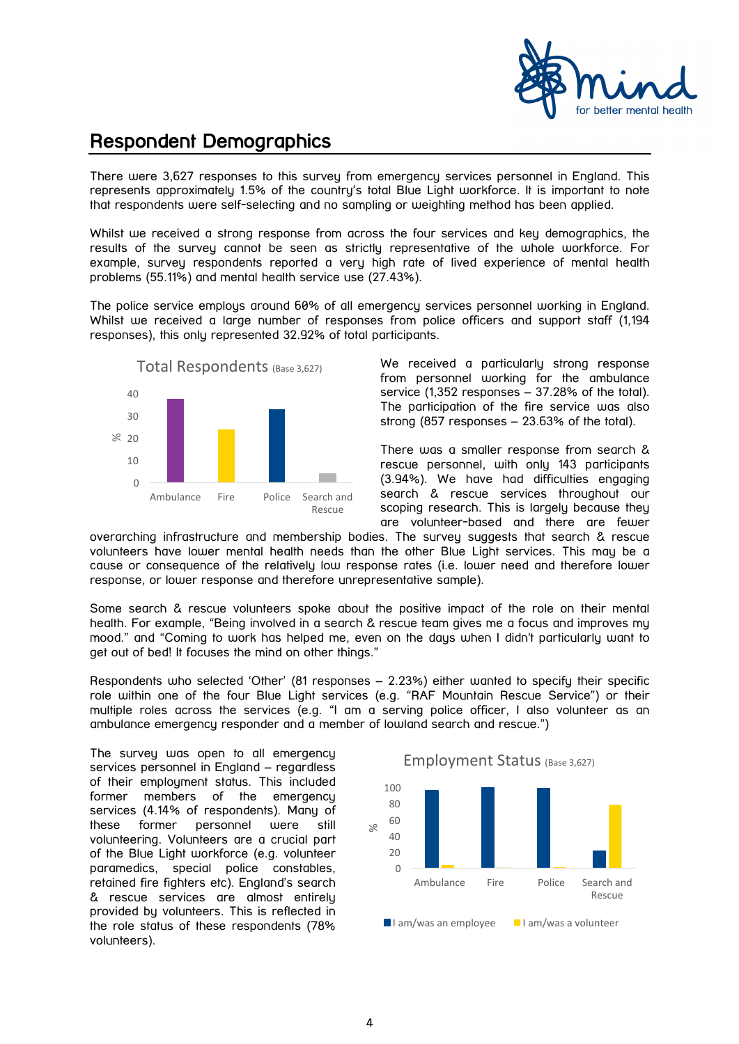## Respondent Demographics

There were 3,627 responses to this survey from emergency services personnel in England. This represents approximately 1.5% of the country's total Blue Light workforce. It is important to note that respondents were self-selecting and no sampling or weighting method has been applied.

Whilst we received a strong response from across the four services and key demographics, the results of the survey cannot be seen as strictly representative of the whole workforce. For example, survey respondents reported a very high rate of lived experience of mental health problems (55.11%) and mental health service use (27.43%).

The police service employs around 60% of all emergency services personnel working in England. Whilst we received a large number of responses from police officers and support staff (1,194 responses), this only represented 32.92% of total participants.

Total Respondents (Base 3,627)

We received a particularly strong response from personnel working for the ambulance service (1,352 responses – 37.28% of the total). The participation of the fire service was also strong (857 responses – 23.63% of the total).

There was a smaller response from search & rescue personnel, with only 143 participants (3.94%). We have had difficulties engaging search & rescue services throughout our scoping research. This is largely because they are volunteer-based and there are fewer overarching infrastructure and membership bodies. The survey suggests that search & rescue volunteers have lower mental health needs than the other Blue Light services. This may be a cause or consequence of the relatively low response rates (i.e. lower need and therefore lower response, or lower response and therefore unrepresentative sample).

Some search & rescue volunteers spoke about the positive impact of the role on their mental health. For example, "Being involved in a search & rescue team gives me a focus and improves my mood." and "Coming to work has helped me, even on the days when I didn't particularly want to get out of bed! It focuses the mind on other things."

Respondents who selected 'Other' (81 responses – 2.23%) either wanted to specify their specific role within one of the four Blue Light services (e.g. "RAF Mountain Rescue Service") or their multiple roles across the services (e.g. "I am a serving police officer, I also volunteer as an ambulance emergency responder and a member of lowland search and rescue.")

The survey was open to all emergency services personnel in England – regardless of their employment status. This included former members of the emergency services (4.14% of respondents). Many of these former personnel were still volunteering. Volunteers are a crucial part of the Blue Light workforce (e.g. volunteer paramedics, special police constables, retained fire fighters etc). England's search & rescue services are almost entirely provided by volunteers. This is reflected in the role status of these respondents (78% volunteers).

Employment Status (Base 3,627)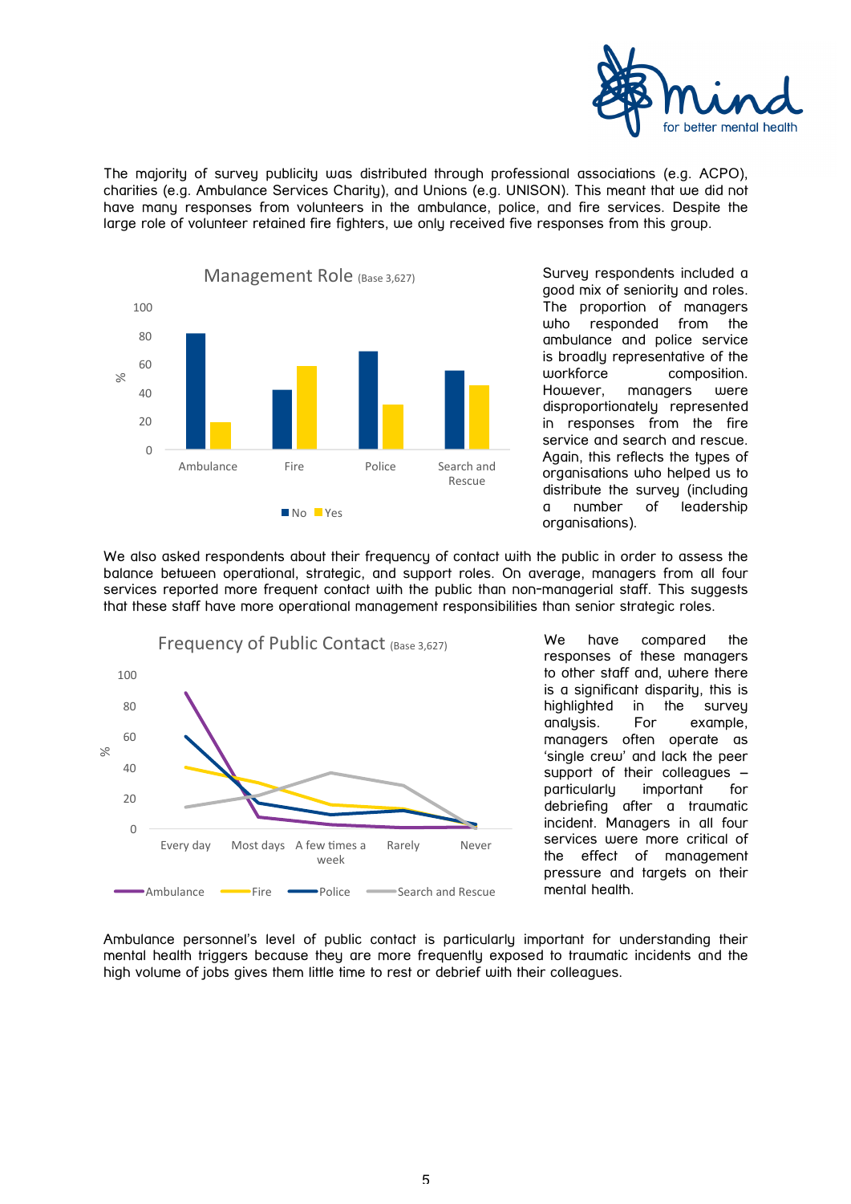The majority of survey publicity was distributed through professional associations (e.g. ACPO), charities (e.g. Ambulance Services Charity), and Unions (e.g. UNISON). This meant that we did not have many responses from volunteers in the ambulance, police, and fire services. Despite the large role of volunteer retained fire fighters, we only received five responses from this group.

Management Role (Base 3,627)

Survey respondents included a good mix of seniority and roles. The proportion of managers who responded from the ambulance and police service is broadly representative of the workforce composition. However, managers were disproportionately represented in responses from the fire service and search and rescue. Again, this reflects the types of organisations who helped us to distribute the survey (including a number of leadership organisations).

We also asked respondents about their frequency of contact with the public in order to assess the balance between operational, strategic, and support roles. On average, managers from all four services reported more frequent contact with the public than non-managerial staff. This suggests that these staff have more operational management responsibilities than senior strategic roles.

Frequency of Public Contact (Base 3,627)

We have compared the responses of these managers to other staff and, where there is a significant disparity, this is highlighted in the survey analysis. For example, managers often operate as 'single crew' and lack the peer support of their colleagues – particularly important for debriefing after a traumatic incident. Managers in all four services were more critical of the effect of management pressure and targets on their mental health.

Ambulance personnel's level of public contact is particularly important for understanding their mental health triggers because they are more frequently exposed to traumatic incidents and the high volume of jobs gives them little time to rest or debrief with their colleagues.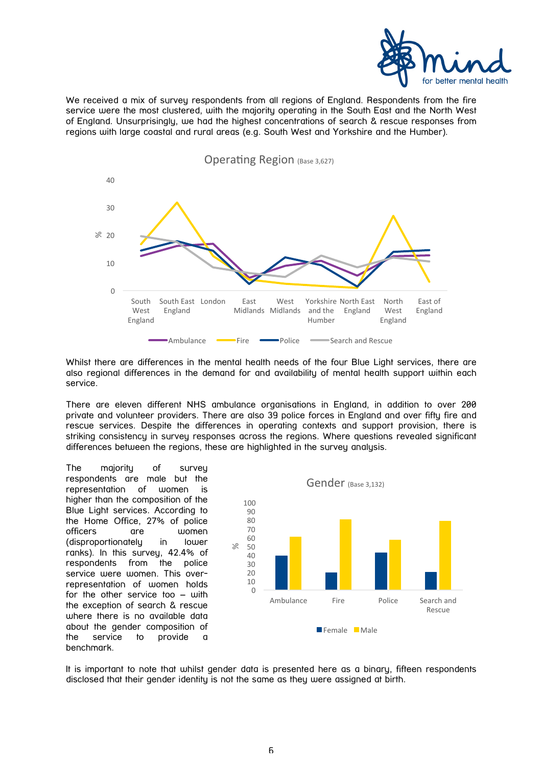We received a mix of survey respondents from all regions of England. Respondents from the fire service were the most clustered, with the majority operating in the South East and the North West of England. Unsurprisingly, we had the highest concentrations of search & rescue responses from regions with large coastal and rural areas (e.g. South West and Yorkshire and the Humber).

Operating Region (Base 3,627)

Whilst there are differences in the mental health needs of the four Blue Light services, there are also regional differences in the demand for and availability of mental health support within each service.

There are eleven different NHS ambulance organisations in England, in addition to over 200 private and volunteer providers. There are also 39 police forces in England and over fifty fire and rescue services. Despite the differences in operating contexts and support provision, there is striking consistency in survey responses across the regions. Where questions revealed significant differences between the regions, these are highlighted in the survey analysis.

The majority of survey respondents are male but the representation of women is higher than the composition of the Blue Light services. According to the Home Office, 27% of police officers are women (disproportionately in lower ranks). In this survey, 42.4% of respondents from the police service were women. This over-representation of women holds for the other service too – with the exception of search & rescue where there is no available data about the gender composition of the service to provide a benchmark.

Gender (Base 3,132)

It is important to note that whilst gender data is presented here as a binary, fifteen respondents disclosed that their gender identity is not the same as they were assigned at birth.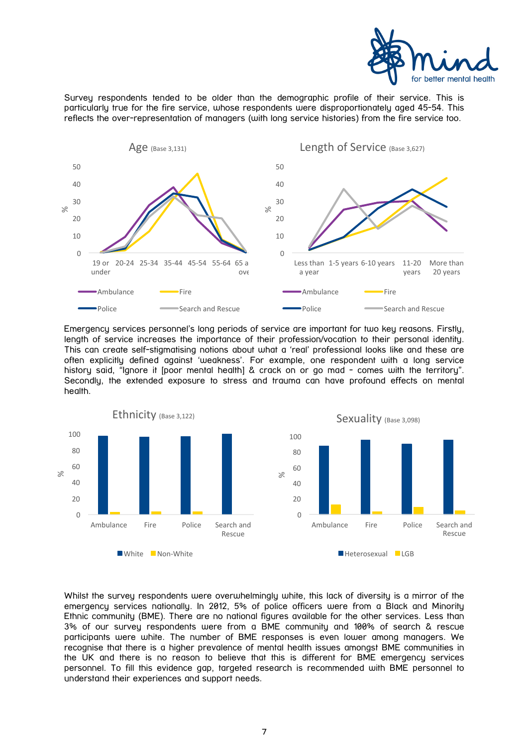Survey respondents tended to be older than the demographic profile of their service. This is particularly true for the fire service, whose respondents were disproportionately aged 45-54. This reflects the over-representation of managers (with long service histories) from the fire service too.

Emergency services personnel's long periods of service are important for two key reasons. Firstly, length of service increases the importance of their profession/vocation to their personal identity. This can create self-stigmatising notions about what a 'real' professional looks like and these are often explicitly defined against 'weakness'. For example, one respondent with a long service history said, "Ignore it [poor mental health] & crack on or go mad - comes with the territory". Secondly, the extended exposure to stress and trauma can have profound effects on mental health.

Whilst the survey respondents were overwhelmingly white, this lack of diversity is a mirror of the emergency services nationally. In 2012, 5% of police officers were from a Black and Minority Ethnic community (BME). There are no national figures available for the other services. Less than 3% of our survey respondents were from a BME community and 100% of search & rescue participants were white. The number of BME responses is even lower among managers. We recognise that there is a higher prevalence of mental health issues amongst BME communities in the UK and there is no reason to believe that this is different for BME emergency services personnel. To fill this evidence gap, targeted research is recommended with BME personnel to understand their experiences and support needs.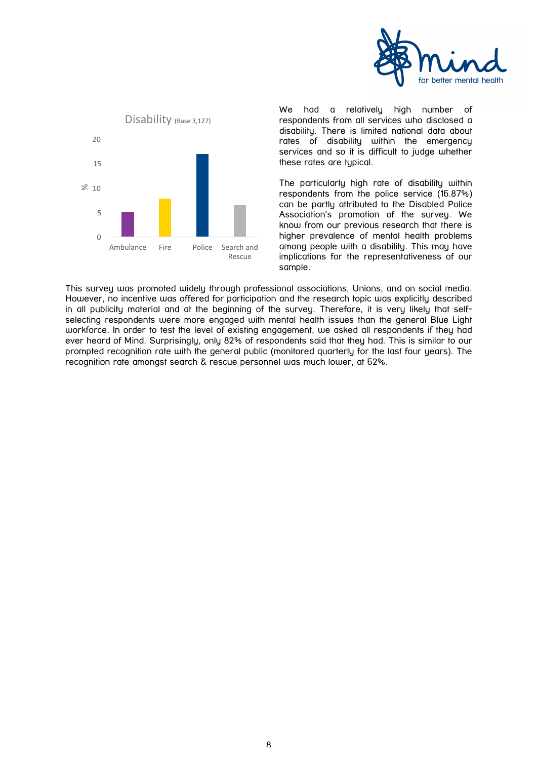Disability (Base 3,127)

| | Ambulance | Fire | Police | Search and Rescue |
|---|---|---|---|---|
| % | | | 16.87 | |

We had a relatively high number of respondents from all services who disclosed a disability. There is limited national data about rates of disability within the emergency services and so it is difficult to judge whether these rates are typical.

The particularly high rate of disability within respondents from the police service (16.87%) can be partly attributed to the Disabled Police Association's promotion of the survey. We know from our previous research that there is higher prevalence of mental health problems among people with a disability. This may have implications for the representativeness of our sample.

This survey was promoted widely through professional associations, Unions, and on social media. However, no incentive was offered for participation and the research topic was explicitly described in all publicity material and at the beginning of the survey. Therefore, it is very likely that self-selecting respondents were more engaged with mental health issues than the general Blue Light workforce. In order to test the level of existing engagement, we asked all respondents if they had ever heard of Mind. Surprisingly, only 82% of respondents said that they had. This is similar to our prompted recognition rate with the general public (monitored quarterly for the last four years). The recognition rate amongst search & rescue personnel was much lower, at 62%.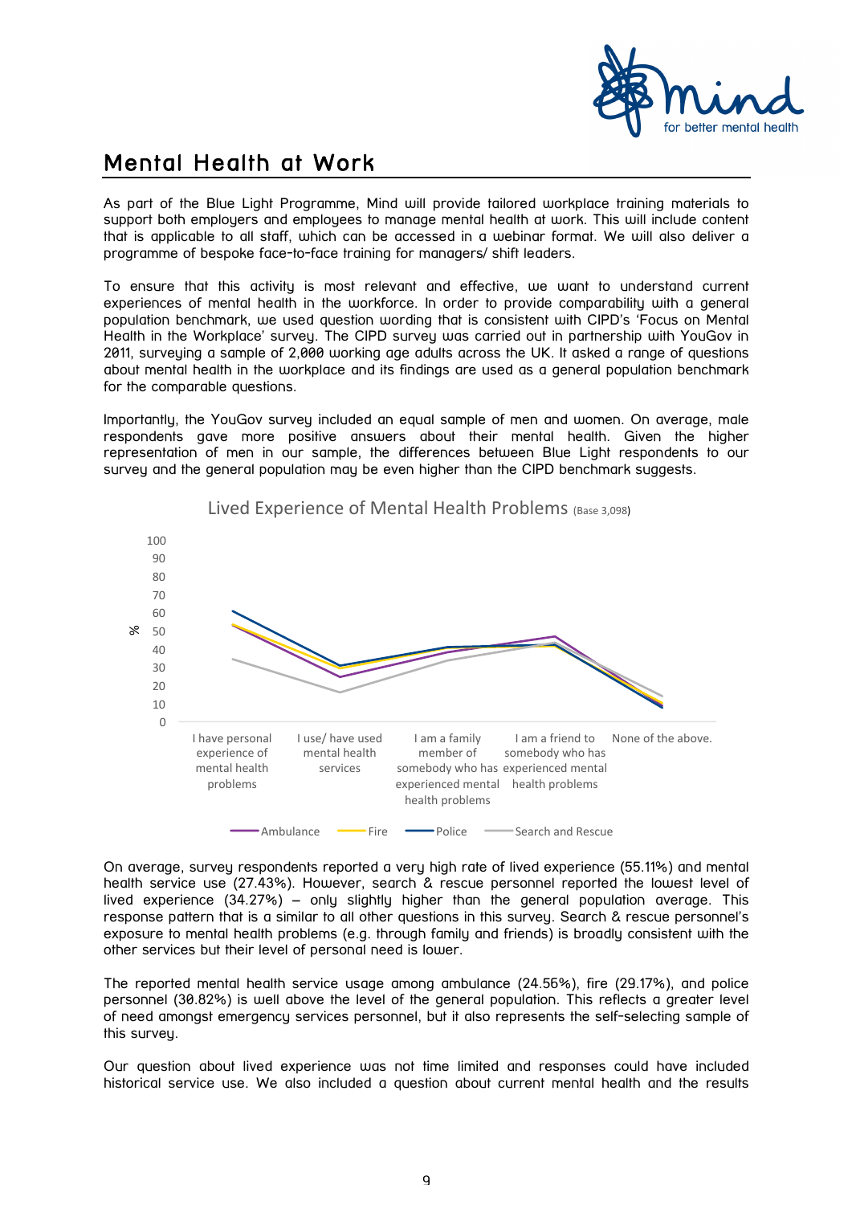# Mental Health at Work

As part of the Blue Light Programme, Mind will provide tailored workplace training materials to support both employers and employees to manage mental health at work. This will include content that is applicable to all staff, which can be accessed in a webinar format. We will also deliver a programme of bespoke face-to-face training for managers/ shift leaders.

To ensure that this activity is most relevant and effective, we want to understand current experiences of mental health in the workforce. In order to provide comparability with a general population benchmark, we used question wording that is consistent with CIPD's 'Focus on Mental Health in the Workplace' survey. The CIPD survey was carried out in partnership with YouGov in 2011, surveying a sample of 2,000 working age adults across the UK. It asked a range of questions about mental health in the workplace and its findings are used as a general population benchmark for the comparable questions.

Importantly, the YouGov survey included an equal sample of men and women. On average, male respondents gave more positive answers about their mental health. Given the higher representation of men in our sample, the differences between Blue Light respondents to our survey and the general population may be even higher than the CIPD benchmark suggests.

Lived Experience of Mental Health Problems (Base 3,098)

On average, survey respondents reported a very high rate of lived experience (55.11%) and mental health service use (27.43%). However, search & rescue personnel reported the lowest level of lived experience (34.27%) – only slightly higher than the general population average. This response pattern that is a similar to all other questions in this survey. Search & rescue personnel's exposure to mental health problems (e.g. through family and friends) is broadly consistent with the other services but their level of personal need is lower.

The reported mental health service usage among ambulance (24.56%), fire (29.17%), and police personnel (30.82%) is well above the level of the general population. This reflects a greater level of need amongst emergency services personnel, but it also represents the self-selecting sample of this survey.

Our question about lived experience was not time limited and responses could have included historical service use. We also included a question about current mental health and the results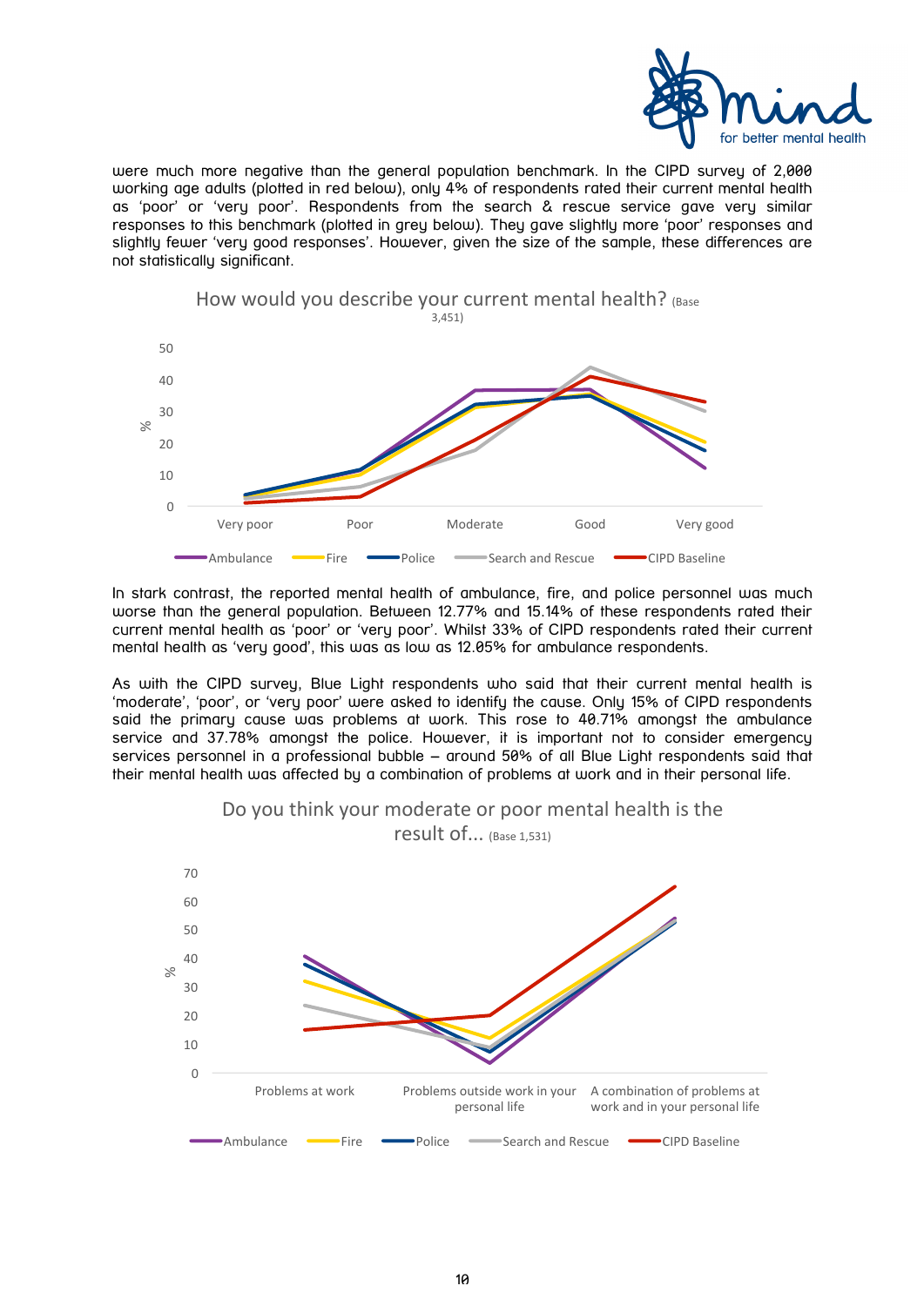were much more negative than the general population benchmark. In the CIPD survey of 2,000 working age adults (plotted in red below), only 4% of respondents rated their current mental health as 'poor' or 'very poor'. Respondents from the search & rescue service gave very similar responses to this benchmark (plotted in grey below). They gave slightly more 'poor' responses and slightly fewer 'very good responses'. However, given the size of the sample, these differences are not statistically significant.

How would you describe your current mental health? (Base 3,451)

In stark contrast, the reported mental health of ambulance, fire, and police personnel was much worse than the general population. Between 12.77% and 15.14% of these respondents rated their current mental health as 'poor' or 'very poor'. Whilst 33% of CIPD respondents rated their current mental health as 'very good', this was as low as 12.05% for ambulance respondents.

As with the CIPD survey, Blue Light respondents who said that their current mental health is 'moderate', 'poor', or 'very poor' were asked to identify the cause. Only 15% of CIPD respondents said the primary cause was problems at work. This rose to 40.71% amongst the ambulance service and 37.78% amongst the police. However, it is important not to consider emergency services personnel in a professional bubble – around 50% of all Blue Light respondents said that their mental health was affected by a combination of problems at work and in their personal life.

Do you think your moderate or poor mental health is the result of... (Base 1,531)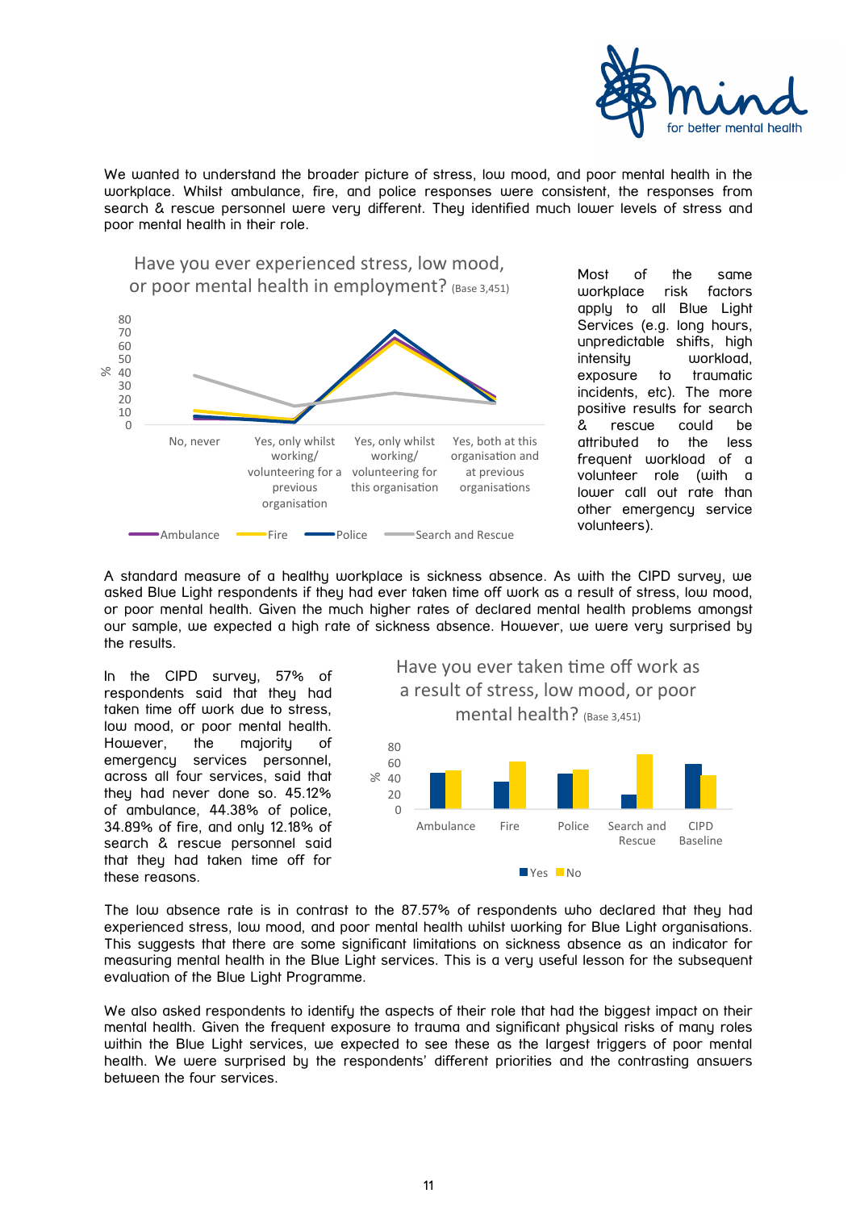We wanted to understand the broader picture of stress, low mood, and poor mental health in the workplace. Whilst ambulance, fire, and police responses were consistent, the responses from search & rescue personnel were very different. They identified much lower levels of stress and poor mental health in their role.

Have you ever experienced stress, low mood, or poor mental health in employment? (Base 3,451)

Most of the same workplace risk factors apply to all Blue Light Services (e.g. long hours, unpredictable shifts, high intensity workload, exposure to traumatic incidents, etc). The more positive results for search & rescue could be attributed to the less frequent workload of a volunteer role (with a lower call out rate than other emergency service volunteers).

A standard measure of a healthy workplace is sickness absence. As with the CIPD survey, we asked Blue Light respondents if they had ever taken time off work as a result of stress, low mood, or poor mental health. Given the much higher rates of declared mental health problems amongst our sample, we expected a high rate of sickness absence. However, we were very surprised by the results.

In the CIPD survey, 57% of respondents said that they had taken time off work due to stress, low mood, or poor mental health. However, the majority of emergency services personnel, across all four services, said that they had never done so. 45.12% of ambulance, 44.38% of police, 34.89% of fire, and only 12.18% of search & rescue personnel said that they had taken time off for these reasons.

Have you ever taken time off work as a result of stress, low mood, or poor mental health? (Base 3,451)

The low absence rate is in contrast to the 87.57% of respondents who declared that they had experienced stress, low mood, and poor mental health whilst working for Blue Light organisations. This suggests that there are some significant limitations on sickness absence as an indicator for measuring mental health in the Blue Light services. This is a very useful lesson for the subsequent evaluation of the Blue Light Programme.

We also asked respondents to identify the aspects of their role that had the biggest impact on their mental health. Given the frequent exposure to trauma and significant physical risks of many roles within the Blue Light services, we expected to see these as the largest triggers of poor mental health. We were surprised by the respondents' different priorities and the contrasting answers between the four services.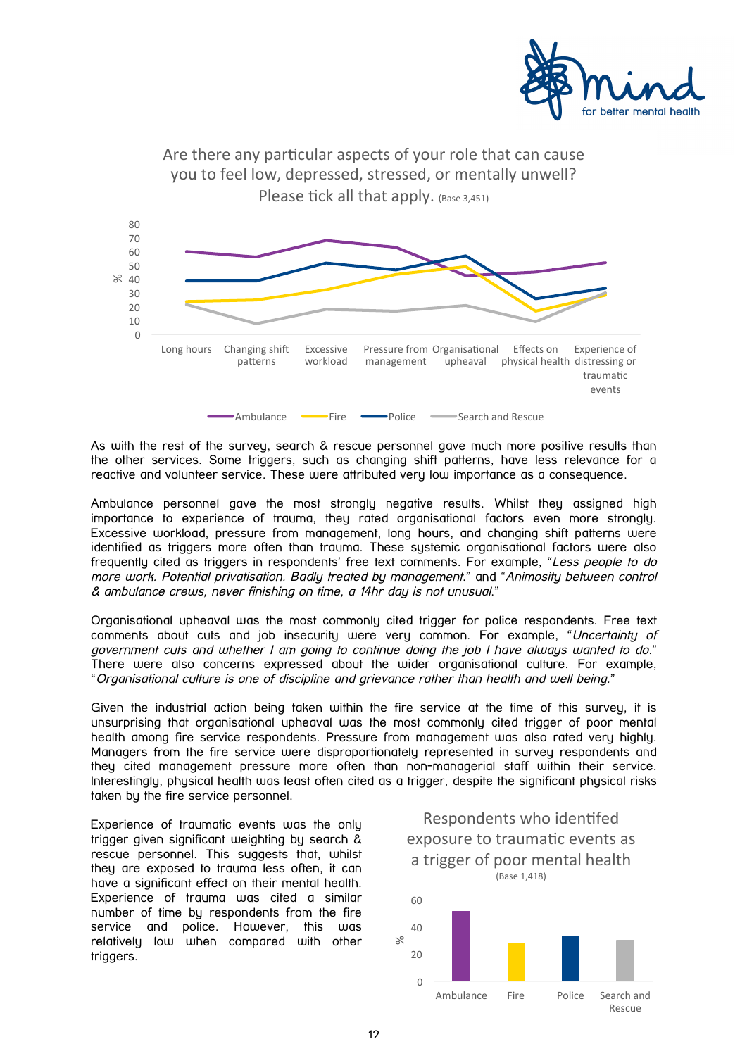Are there any particular aspects of your role that can cause you to feel low, depressed, stressed, or mentally unwell? Please tick all that apply. (Base 3,451)

As with the rest of the survey, search & rescue personnel gave much more positive results than the other services. Some triggers, such as changing shift patterns, have less relevance for a reactive and volunteer service. These were attributed very low importance as a consequence.

Ambulance personnel gave the most strongly negative results. Whilst they assigned high importance to experience of trauma, they rated organisational factors even more strongly. Excessive workload, pressure from management, long hours, and changing shift patterns were identified as triggers more often than trauma. These systemic organisational factors were also frequently cited as triggers in respondents' free text comments. For example, "*Less people to do more work. Potential privatisation. Badly treated by management.*" and "*Animosity between control & ambulance crews, never finishing on time, a 14hr day is not unusual.*"

Organisational upheaval was the most commonly cited trigger for police respondents. Free text comments about cuts and job insecurity were very common. For example, "*Uncertainty of government cuts and whether I am going to continue doing the job I have always wanted to do.*" There were also concerns expressed about the wider organisational culture. For example, "*Organisational culture is one of discipline and grievance rather than health and well being.*"

Given the industrial action being taken within the fire service at the time of this survey, it is unsurprising that organisational upheaval was the most commonly cited trigger of poor mental health among fire service respondents. Pressure from management was also rated very highly. Managers from the fire service were disproportionately represented in survey respondents and they cited management pressure more often than non-managerial staff within their service. Interestingly, physical health was least often cited as a trigger, despite the significant physical risks taken by the fire service personnel.

Experience of traumatic events was the only trigger given significant weighting by search & rescue personnel. This suggests that, whilst they are exposed to trauma less often, it can have a significant effect on their mental health. Experience of trauma was cited a similar number of time by respondents from the fire service and police. However, this was relatively low when compared with other triggers.

Respondents who identifed exposure to traumatic events as a trigger of poor mental health (Base 1,418)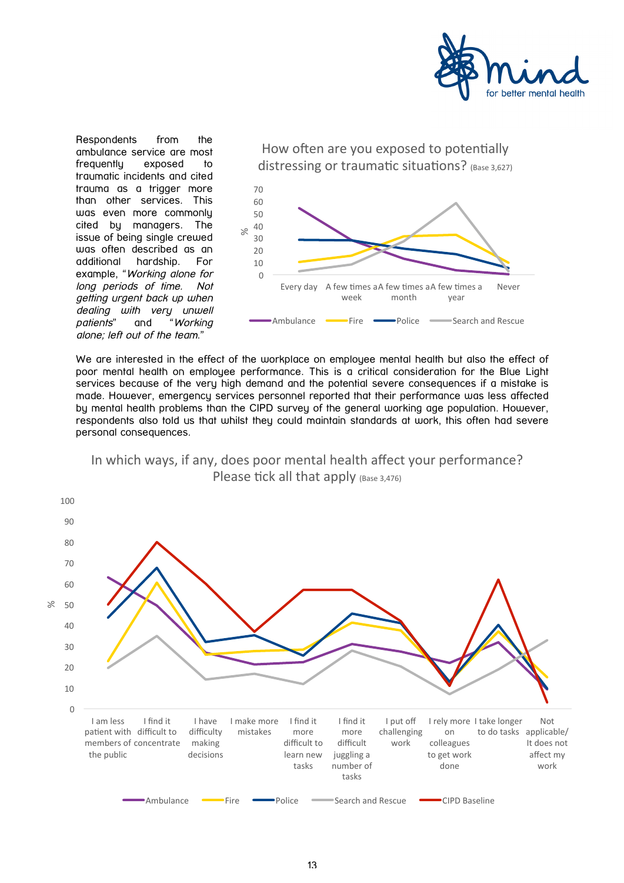Respondents from the ambulance service are most frequently exposed to traumatic incidents and cited trauma as a trigger more than other services. This was even more commonly cited by managers. The issue of being single crewed was often described as an additional hardship. For example, "*Working alone for long periods of time. Not getting urgent back up when dealing with very unwell patients*" and "*Working alone; left out of the team.*"

How often are you exposed to potentially distressing or traumatic situations? (Base 3,627)

We are interested in the effect of the workplace on employee mental health but also the effect of poor mental health on employee performance. This is a critical consideration for the Blue Light services because of the very high demand and the potential severe consequences if a mistake is made. However, emergency services personnel reported that their performance was less affected by mental health problems than the CIPD survey of the general working age population. However, respondents also told us that whilst they could maintain standards at work, this often had severe personal consequences.

In which ways, if any, does poor mental health affect your performance? Please tick all that apply (Base 3,476)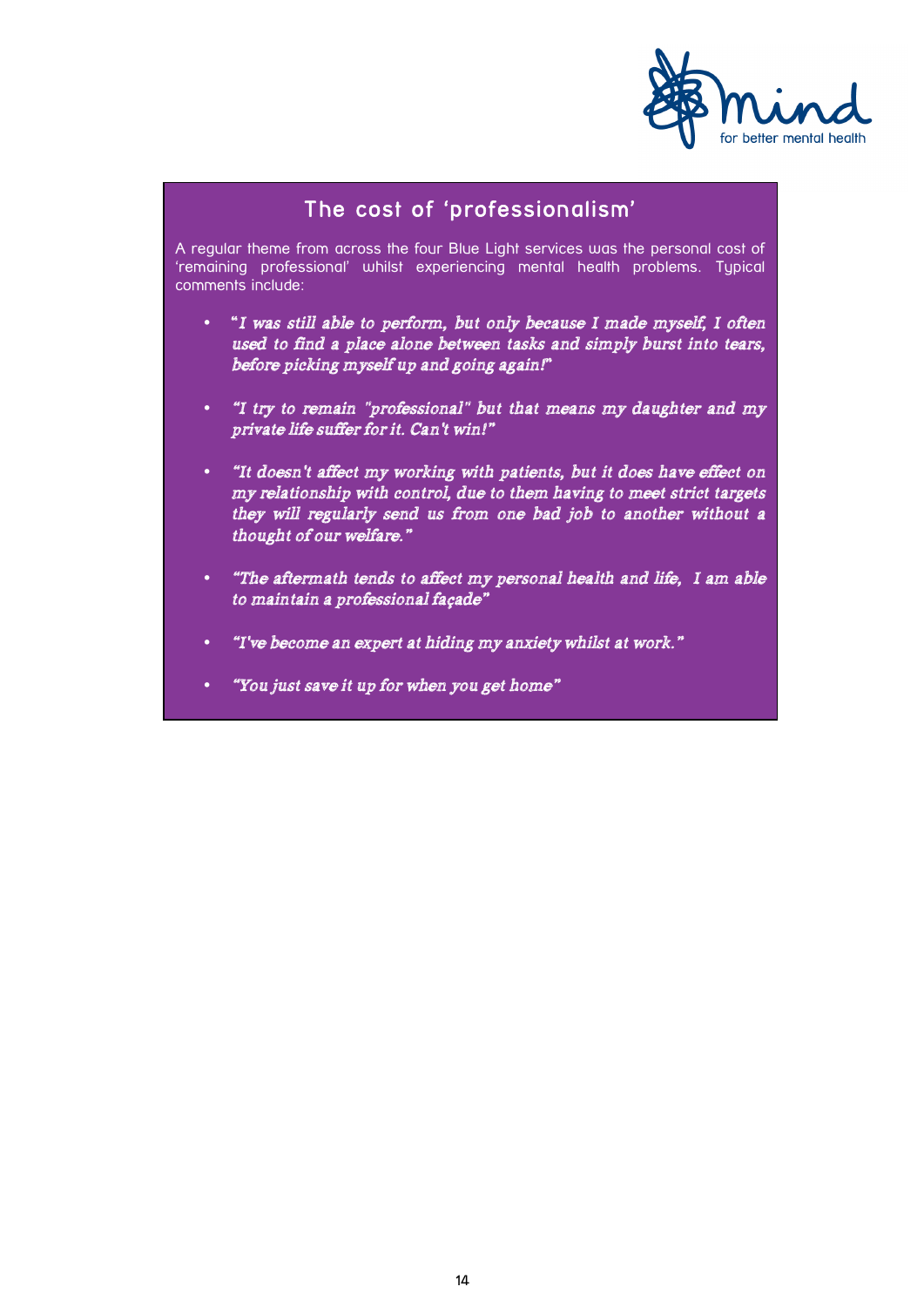## The cost of 'professionalism'

A regular theme from across the four Blue Light services was the personal cost of 'remaining professional' whilst experiencing mental health problems. Typical comments include:

- *"I was still able to perform, but only because I made myself, I often used to find a place alone between tasks and simply burst into tears, before picking myself up and going again!"*
- *"I try to remain "professional" but that means my daughter and my private life suffer for it. Can't win!"*
- *"It doesn't affect my working with patients, but it does have effect on my relationship with control, due to them having to meet strict targets they will regularly send us from one bad job to another without a thought of our welfare."*
- *"The aftermath tends to affect my personal health and life, I am able to maintain a professional façade"*
- *"I've become an expert at hiding my anxiety whilst at work."*
- *"You just save it up for when you get home"*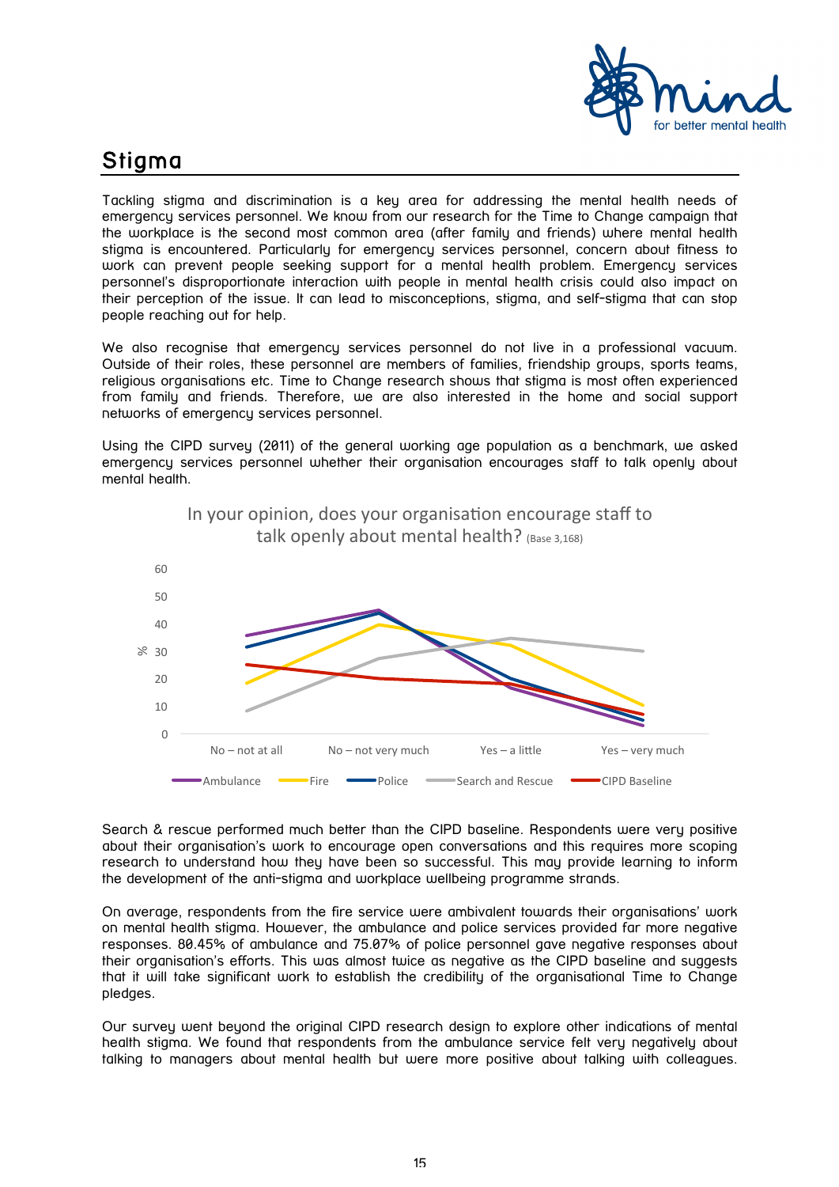## Stigma

Tackling stigma and discrimination is a key area for addressing the mental health needs of emergency services personnel. We know from our research for the Time to Change campaign that the workplace is the second most common area (after family and friends) where mental health stigma is encountered. Particularly for emergency services personnel, concern about fitness to work can prevent people seeking support for a mental health problem. Emergency services personnel's disproportionate interaction with people in mental health crisis could also impact on their perception of the issue. It can lead to misconceptions, stigma, and self-stigma that can stop people reaching out for help.

We also recognise that emergency services personnel do not live in a professional vacuum. Outside of their roles, these personnel are members of families, friendship groups, sports teams, religious organisations etc. Time to Change research shows that stigma is most often experienced from family and friends. Therefore, we are also interested in the home and social support networks of emergency services personnel.

Using the CIPD survey (2011) of the general working age population as a benchmark, we asked emergency services personnel whether their organisation encourages staff to talk openly about mental health.

In your opinion, does your organisation encourage staff to talk openly about mental health? (Base 3,168)

| % | No – not at all | No – not very much | Yes – a little | Yes – very much |
|---|---|---|---|---|
| Ambulance | 36 | 45 | 17 | 3 |
| Fire | 18 | 40 | 32 | 10 |
| Police | 32 | 44 | 20 | 5 |
| Search and Rescue | 8 | 27 | 35 | 30 |
| CIPD Baseline | 25 | 20 | 18 | 7 |

Search & rescue performed much better than the CIPD baseline. Respondents were very positive about their organisation's work to encourage open conversations and this requires more scoping research to understand how they have been so successful. This may provide learning to inform the development of the anti-stigma and workplace wellbeing programme strands.

On average, respondents from the fire service were ambivalent towards their organisations' work on mental health stigma. However, the ambulance and police services provided far more negative responses. 80.45% of ambulance and 75.07% of police personnel gave negative responses about their organisation's efforts. This was almost twice as negative as the CIPD baseline and suggests that it will take significant work to establish the credibility of the organisational Time to Change pledges.

Our survey went beyond the original CIPD research design to explore other indications of mental health stigma. We found that respondents from the ambulance service felt very negatively about talking to managers about mental health but were more positive about talking with colleagues.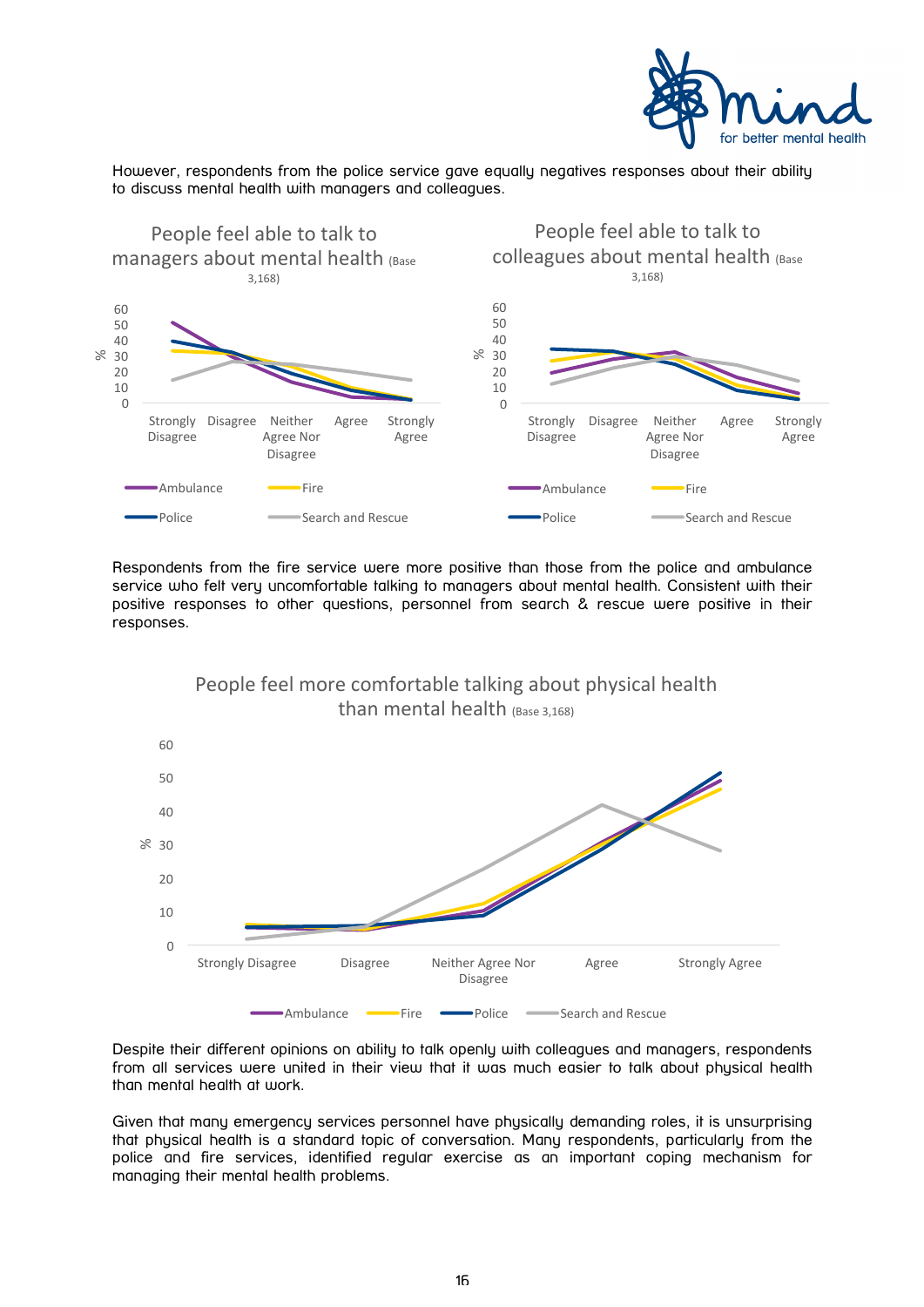However, respondents from the police service gave equally negatives responses about their ability to discuss mental health with managers and colleagues.

People feel able to talk to managers about mental health (Base 3,168)

People feel able to talk to colleagues about mental health (Base 3,168)

Respondents from the fire service were more positive than those from the police and ambulance service who felt very uncomfortable talking to managers about mental health. Consistent with their positive responses to other questions, personnel from search & rescue were positive in their responses.

People feel more comfortable talking about physical health than mental health (Base 3,168)

Despite their different opinions on ability to talk openly with colleagues and managers, respondents from all services were united in their view that it was much easier to talk about physical health than mental health at work.

Given that many emergency services personnel have physically demanding roles, it is unsurprising that physical health is a standard topic of conversation. Many respondents, particularly from the police and fire services, identified regular exercise as an important coping mechanism for managing their mental health problems.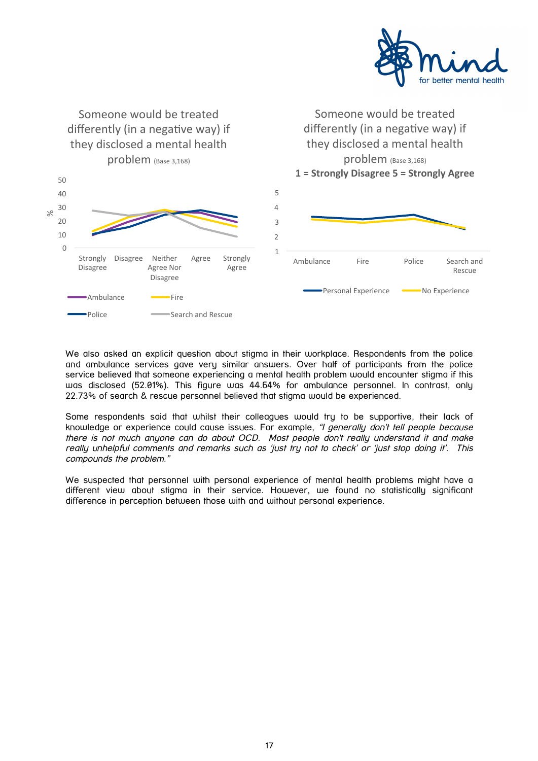Someone would be treated differently (in a negative way) if they disclosed a mental health problem (Base 3,168)

Someone would be treated differently (in a negative way) if they disclosed a mental health problem (Base 3,168)
**1 = Strongly Disagree 5 = Strongly Agree**

We also asked an explicit question about stigma in their workplace. Respondents from the police and ambulance services gave very similar answers. Over half of participants from the police service believed that someone experiencing a mental health problem would encounter stigma if this was disclosed (52.01%). This figure was 44.64% for ambulance personnel. In contrast, only 22.73% of search & rescue personnel believed that stigma would be experienced.

Some respondents said that whilst their colleagues would try to be supportive, their lack of knowledge or experience could cause issues. For example, *"I generally don't tell people because there is not much anyone can do about OCD. Most people don't really understand it and make really unhelpful comments and remarks such as 'just try not to check' or 'just stop doing it'. This compounds the problem."*

We suspected that personnel with personal experience of mental health problems might have a different view about stigma in their service. However, we found no statistically significant difference in perception between those with and without personal experience.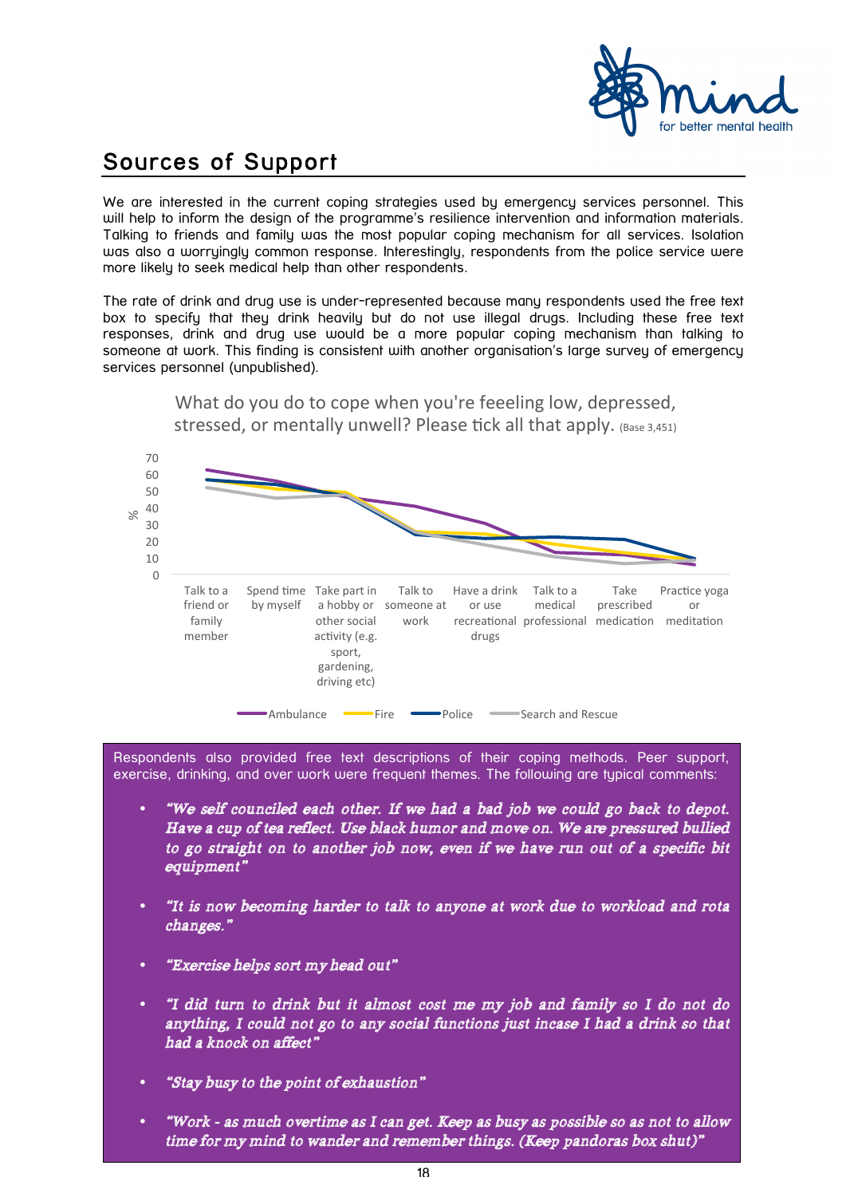## Sources of Support

We are interested in the current coping strategies used by emergency services personnel. This will help to inform the design of the programme's resilience intervention and information materials. Talking to friends and family was the most popular coping mechanism for all services. Isolation was also a worryingly common response. Interestingly, respondents from the police service were more likely to seek medical help than other respondents.

The rate of drink and drug use is under-represented because many respondents used the free text box to specify that they drink heavily but do not use illegal drugs. Including these free text responses, drink and drug use would be a more popular coping mechanism than talking to someone at work. This finding is consistent with another organisation's large survey of emergency services personnel (unpublished).

What do you do to cope when you're feeeling low, depressed, stressed, or mentally unwell? Please tick all that apply. (Base 3,451)

Y-axis: % (0–70). Categories: Talk to a friend or family member; Spend time by myself; Take part in a hobby or other social activity (e.g. sport, gardening, driving etc); Talk to someone at work; Have a drink or use recreational drugs; Talk to a medical professional; Take prescribed medication; Practice yoga or meditation

Legend: Ambulance, Fire, Police, Search and Rescue

Respondents also provided free text descriptions of their coping methods. Peer support, exercise, drinking, and over work were frequent themes. The following are typical comments:

- *"We self counciled each other. If we had a bad job we could go back to depot. Have a cup of tea reflect. Use black humor and move on. We are pressured bullied to go straight on to another job now, even if we have run out of a specific bit equipment"*
- *"It is now becoming harder to talk to anyone at work due to workload and rota changes."*
- *"Exercise helps sort my head out"*
- *"I did turn to drink but it almost cost me my job and family so I do not do anything, I could not go to any social functions just incase I had a drink so that had a knock on affect"*
- *"Stay busy to the point of exhaustion"*
- *"Work - as much overtime as I can get. Keep as busy as possible so as not to allow time for my mind to wander and remember things. (Keep pandoras box shut)"*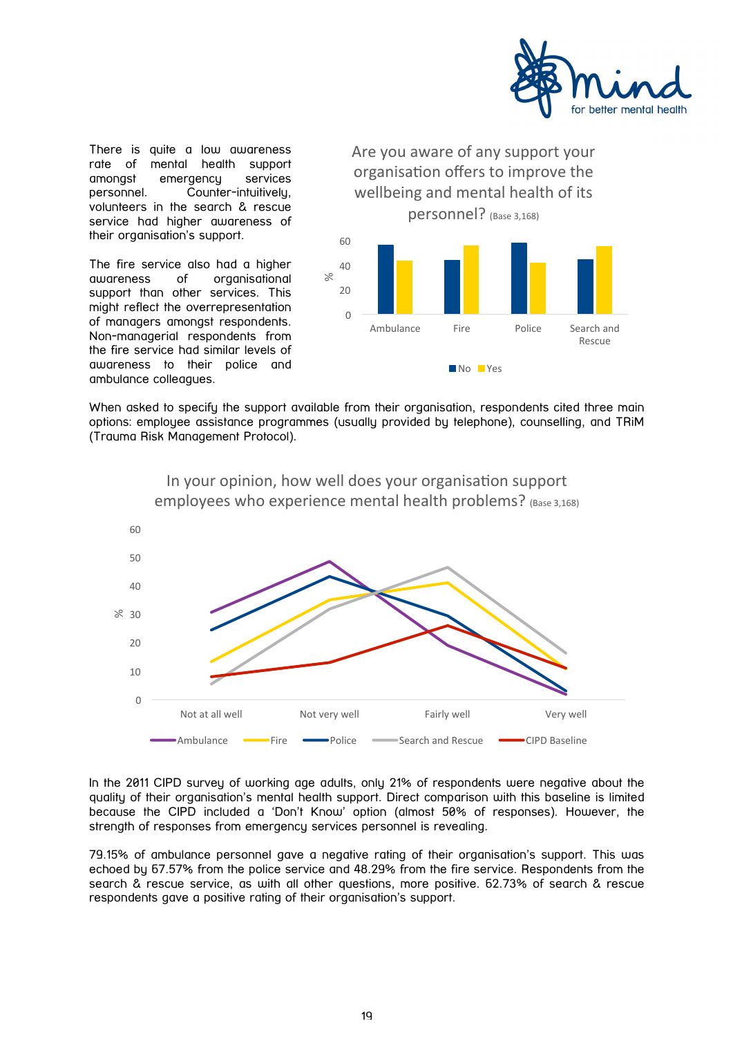There is quite a low awareness rate of mental health support amongst emergency services personnel. Counter-intuitively, volunteers in the search & rescue service had higher awareness of their organisation's support.

The fire service also had a higher awareness of organisational support than other services. This might reflect the overrepresentation of managers amongst respondents. Non-managerial respondents from the fire service had similar levels of awareness to their police and ambulance colleagues.

Are you aware of any support your organisation offers to improve the wellbeing and mental health of its personnel? (Base 3,168)

When asked to specify the support available from their organisation, respondents cited three main options: employee assistance programmes (usually provided by telephone), counselling, and TRiM (Trauma Risk Management Protocol).

In your opinion, how well does your organisation support employees who experience mental health problems? (Base 3,168)

In the 2011 CIPD survey of working age adults, only 21% of respondents were negative about the quality of their organisation's mental health support. Direct comparison with this baseline is limited because the CIPD included a 'Don't Know' option (almost 50% of responses). However, the strength of responses from emergency services personnel is revealing.

79.15% of ambulance personnel gave a negative rating of their organisation's support. This was echoed by 67.57% from the police service and 48.29% from the fire service. Respondents from the search & rescue service, as with all other questions, more positive. 62.73% of search & rescue respondents gave a positive rating of their organisation's support.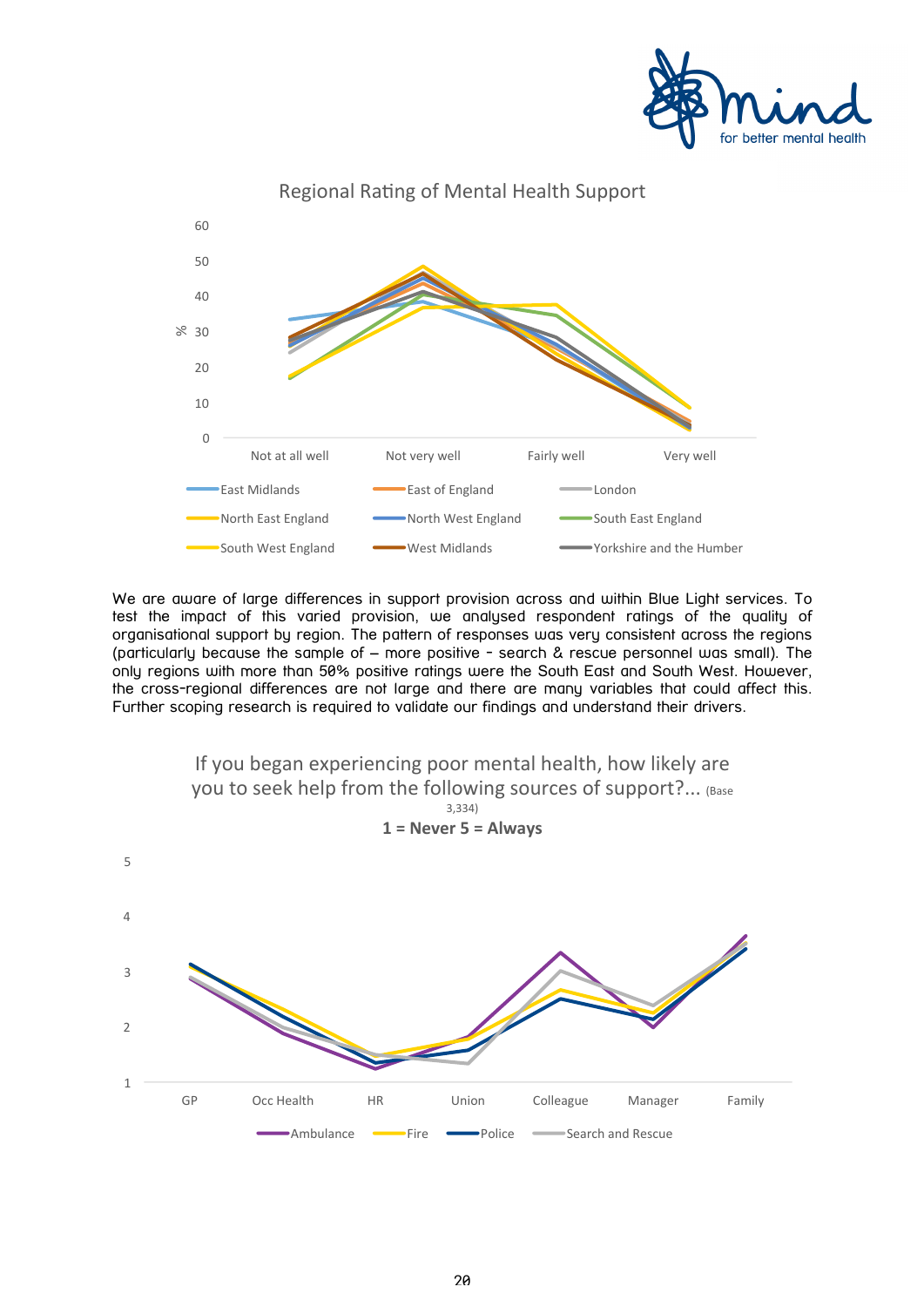Regional Rating of Mental Health Support

We are aware of large differences in support provision across and within Blue Light services. To test the impact of this varied provision, we analysed respondent ratings of the quality of organisational support by region. The pattern of responses was very consistent across the regions (particularly because the sample of – more positive - search & rescue personnel was small). The only regions with more than 50% positive ratings were the South East and South West. However, the cross-regional differences are not large and there are many variables that could affect this. Further scoping research is required to validate our findings and understand their drivers.

If you began experiencing poor mental health, how likely are you to seek help from the following sources of support?... (Base 3,334)

**1 = Never 5 = Always**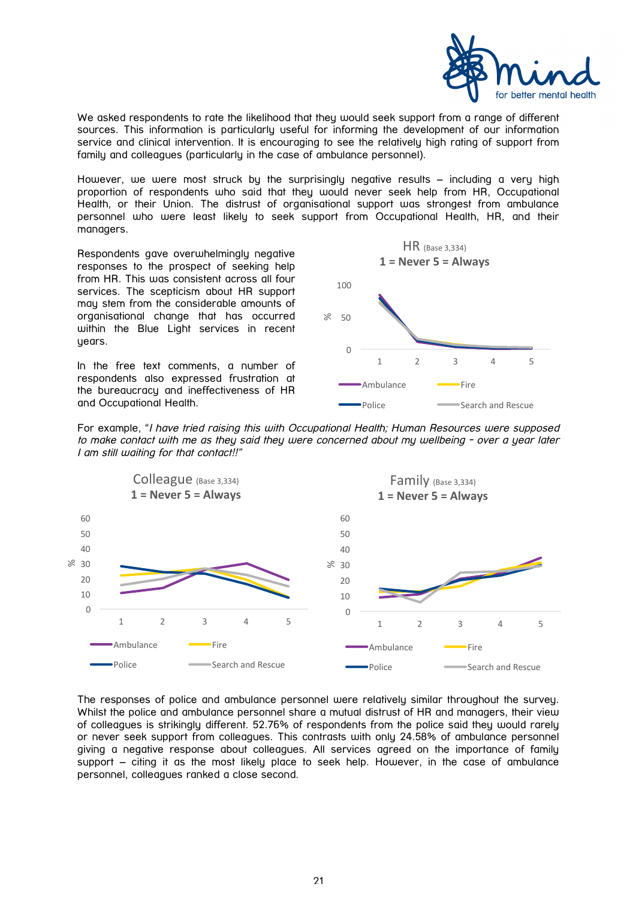We asked respondents to rate the likelihood that they would seek support from a range of different sources. This information is particularly useful for informing the development of our information service and clinical intervention. It is encouraging to see the relatively high rating of support from family and colleagues (particularly in the case of ambulance personnel).

However, we were most struck by the surprisingly negative results – including a very high proportion of respondents who said that they would never seek help from HR, Occupational Health, or their Union. The distrust of organisational support was strongest from ambulance personnel who were least likely to seek support from Occupational Health, HR, and their managers.

Respondents gave overwhelmingly negative responses to the prospect of seeking help from HR. This was consistent across all four services. The scepticism about HR support may stem from the considerable amounts of organisational change that has occurred within the Blue Light services in recent years.

In the free text comments, a number of respondents also expressed frustration at the bureaucracy and ineffectiveness of HR and Occupational Health.

HR (Base 3,334)
1 = Never 5 = Always

For example, "*I have tried raising this with Occupational Health; Human Resources were supposed to make contact with me as they said they were concerned about my wellbeing - over a year later I am still waiting for that contact!!*"

Colleague (Base 3,334)
1 = Never 5 = Always

Family (Base 3,334)
1 = Never 5 = Always

The responses of police and ambulance personnel were relatively similar throughout the survey. Whilst the police and ambulance personnel share a mutual distrust of HR and managers, their view of colleagues is strikingly different. 52.76% of respondents from the police said they would rarely or never seek support from colleagues. This contrasts with only 24.58% of ambulance personnel giving a negative response about colleagues. All services agreed on the importance of family support – citing it as the most likely place to seek help. However, in the case of ambulance personnel, colleagues ranked a close second.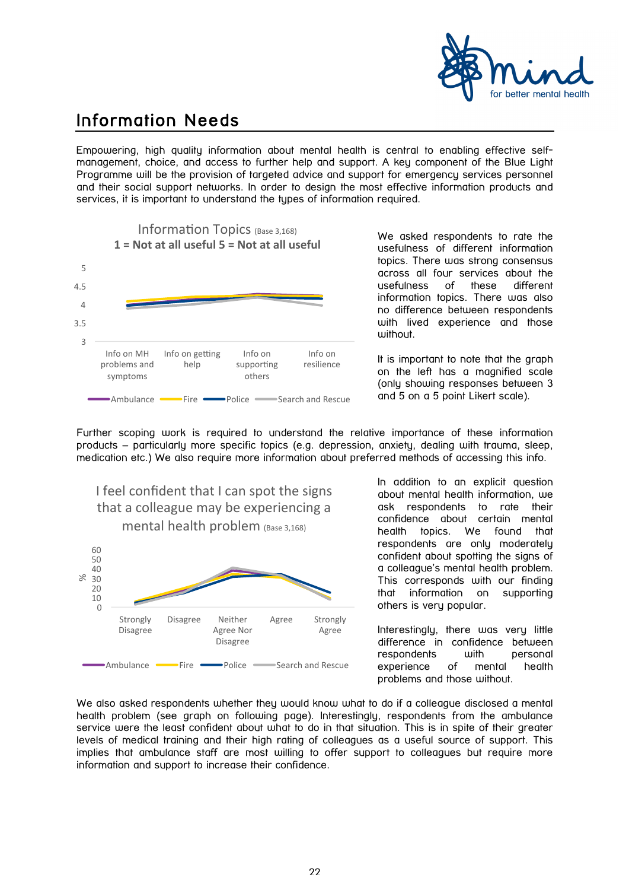# Information Needs

Empowering, high quality information about mental health is central to enabling effective self-management, choice, and access to further help and support. A key component of the Blue Light Programme will be the provision of targeted advice and support for emergency services personnel and their social support networks. In order to design the most effective information products and services, it is important to understand the types of information required.

Information Topics (Base 3,168)
1 = Not at all useful 5 = Not at all useful

We asked respondents to rate the usefulness of different information topics. There was strong consensus across all four services about the usefulness of these different information topics. There was also no difference between respondents with lived experience and those without.

It is important to note that the graph on the left has a magnified scale (only showing responses between 3 and 5 on a 5 point Likert scale).

Further scoping work is required to understand the relative importance of these information products – particularly more specific topics (e.g. depression, anxiety, dealing with trauma, sleep, medication etc.) We also require more information about preferred methods of accessing this info.

I feel confident that I can spot the signs that a colleague may be experiencing a mental health problem (Base 3,168)

In addition to an explicit question about mental health information, we ask respondents to rate their confidence about certain mental health topics. We found that respondents are only moderately confident about spotting the signs of a colleague's mental health problem. This corresponds with our finding that information on supporting others is very popular.

Interestingly, there was very little difference in confidence between respondents with personal experience of mental health problems and those without.

We also asked respondents whether they would know what to do if a colleague disclosed a mental health problem (see graph on following page). Interestingly, respondents from the ambulance service were the least confident about what to do in that situation. This is in spite of their greater levels of medical training and their high rating of colleagues as a useful source of support. This implies that ambulance staff are most willing to offer support to colleagues but require more information and support to increase their confidence.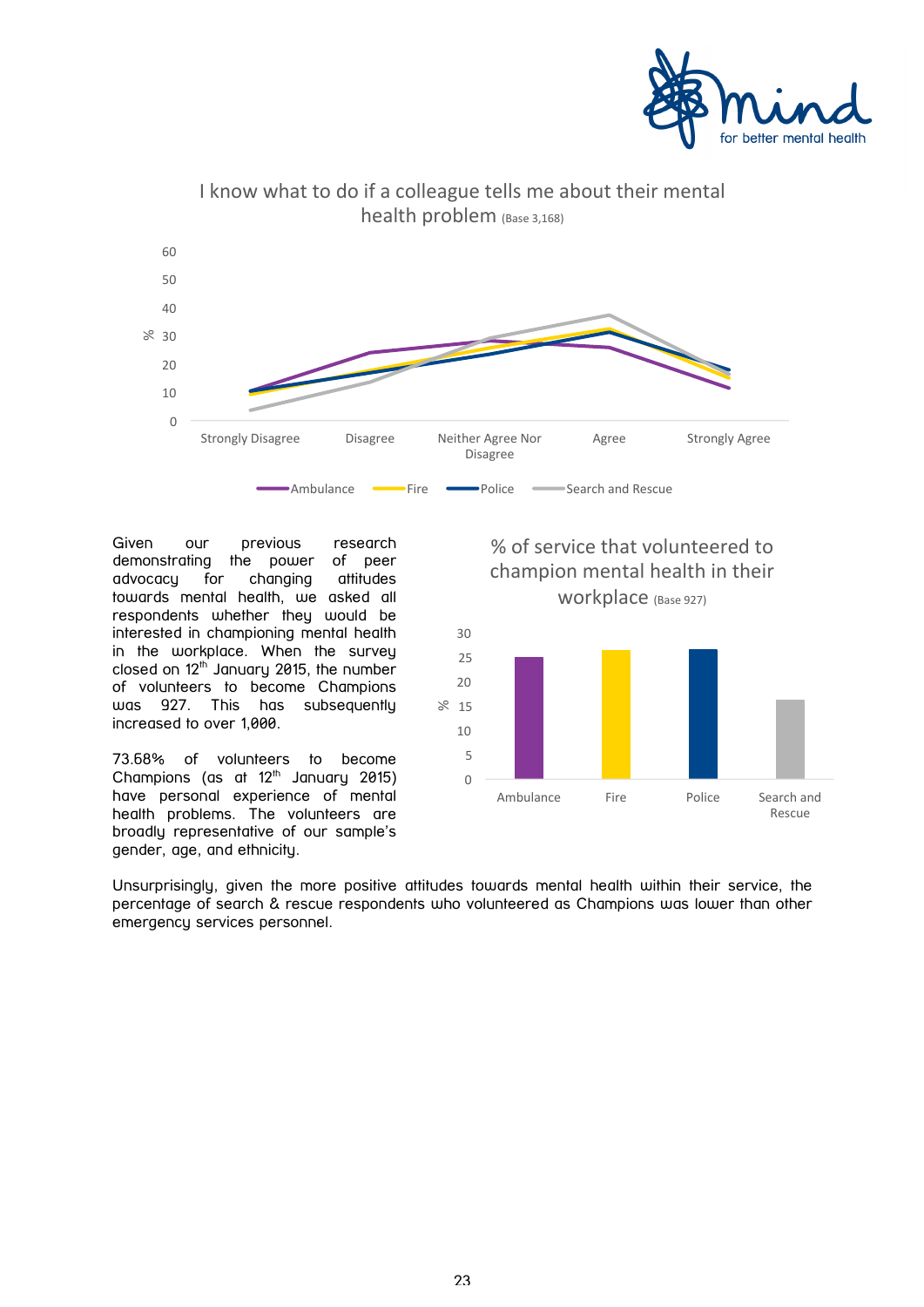I know what to do if a colleague tells me about their mental health problem (Base 3,168)

Given our previous research demonstrating the power of peer advocacy for changing attitudes towards mental health, we asked all respondents whether they would be interested in championing mental health in the workplace. When the survey closed on 12th January 2015, the number of volunteers to become Champions was 927. This has subsequently increased to over 1,000.

73.68% of volunteers to become Champions (as at 12th January 2015) have personal experience of mental health problems. The volunteers are broadly representative of our sample's gender, age, and ethnicity.

% of service that volunteered to champion mental health in their workplace (Base 927)

Unsurprisingly, given the more positive attitudes towards mental health within their service, the percentage of search & rescue respondents who volunteered as Champions was lower than other emergency services personnel.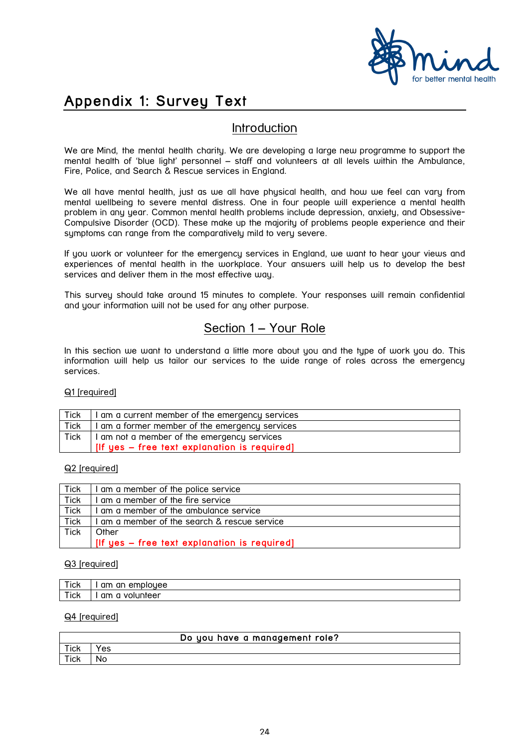# Appendix 1: Survey Text

## Introduction

We are Mind, the mental health charity. We are developing a large new programme to support the mental health of 'blue light' personnel – staff and volunteers at all levels within the Ambulance, Fire, Police, and Search & Rescue services in England.

We all have mental health, just as we all have physical health, and how we feel can vary from mental wellbeing to severe mental distress. One in four people will experience a mental health problem in any year. Common mental health problems include depression, anxiety, and Obsessive-Compulsive Disorder (OCD). These make up the majority of problems people experience and their symptoms can range from the comparatively mild to very severe.

If you work or volunteer for the emergency services in England, we want to hear your views and experiences of mental health in the workplace. Your answers will help us to develop the best services and deliver them in the most effective way.

This survey should take around 15 minutes to complete. Your responses will remain confidential and your information will not be used for any other purpose.

## Section 1 – Your Role

In this section we want to understand a little more about you and the type of work you do. This information will help us tailor our services to the wide range of roles across the emergency services.

Q1 [required]

| | |
|---|---|
| Tick | I am a current member of the emergency services |
| Tick | I am a former member of the emergency services |
| Tick | I am not a member of the emergency services<br>[If yes – free text explanation is required] |

Q2 [required]

| | |
|---|---|
| Tick | I am a member of the police service |
| Tick | I am a member of the fire service |
| Tick | I am a member of the ambulance service |
| Tick | I am a member of the search & rescue service |
| Tick | Other<br>[If yes – free text explanation is required] |

Q3 [required]

| | |
|---|---|
| Tick | I am an employee |
| Tick | I am a volunteer |

Q4 [required]

| Do you have a management role? | |
|---|---|
| Tick | Yes |
| Tick | No |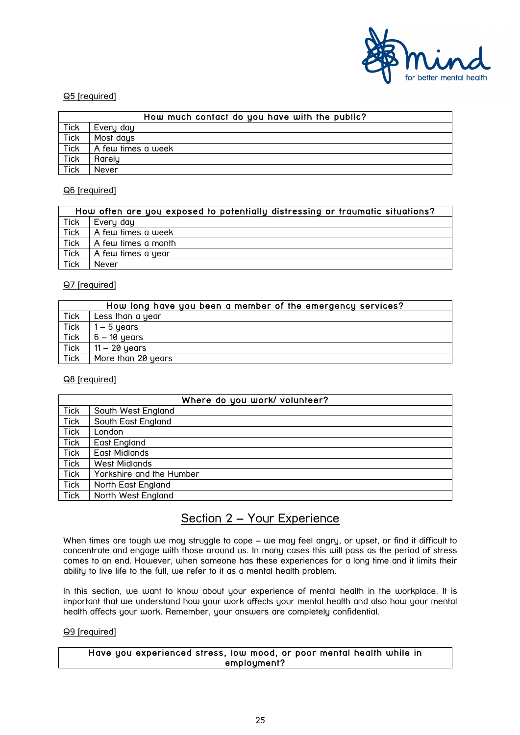Q5 [required]

| How much contact do you have with the public? | |
|---|---|
| Tick | Every day |
| Tick | Most days |
| Tick | A few times a week |
| Tick | Rarely |
| Tick | Never |

Q6 [required]

| How often are you exposed to potentially distressing or traumatic situations? | |
|---|---|
| Tick | Every day |
| Tick | A few times a week |
| Tick | A few times a month |
| Tick | A few times a year |
| Tick | Never |

Q7 [required]

| How long have you been a member of the emergency services? | |
|---|---|
| Tick | Less than a year |
| Tick | 1 – 5 years |
| Tick | 6 – 10 years |
| Tick | 11 – 20 years |
| Tick | More than 20 years |

Q8 [required]

| Where do you work/ volunteer? | |
|---|---|
| Tick | South West England |
| Tick | South East England |
| Tick | London |
| Tick | East England |
| Tick | East Midlands |
| Tick | West Midlands |
| Tick | Yorkshire and the Humber |
| Tick | North East England |
| Tick | North West England |

## Section 2 – Your Experience

When times are tough we may struggle to cope – we may feel angry, or upset, or find it difficult to concentrate and engage with those around us. In many cases this will pass as the period of stress comes to an end. However, when someone has these experiences for a long time and it limits their ability to live life to the full, we refer to it as a mental health problem.

In this section, we want to know about your experience of mental health in the workplace. It is important that we understand how your work affects your mental health and also how your mental health affects your work. Remember, your answers are completely confidential.

Q9 [required]

| Have you experienced stress, low mood, or poor mental health while in employment? |
|---|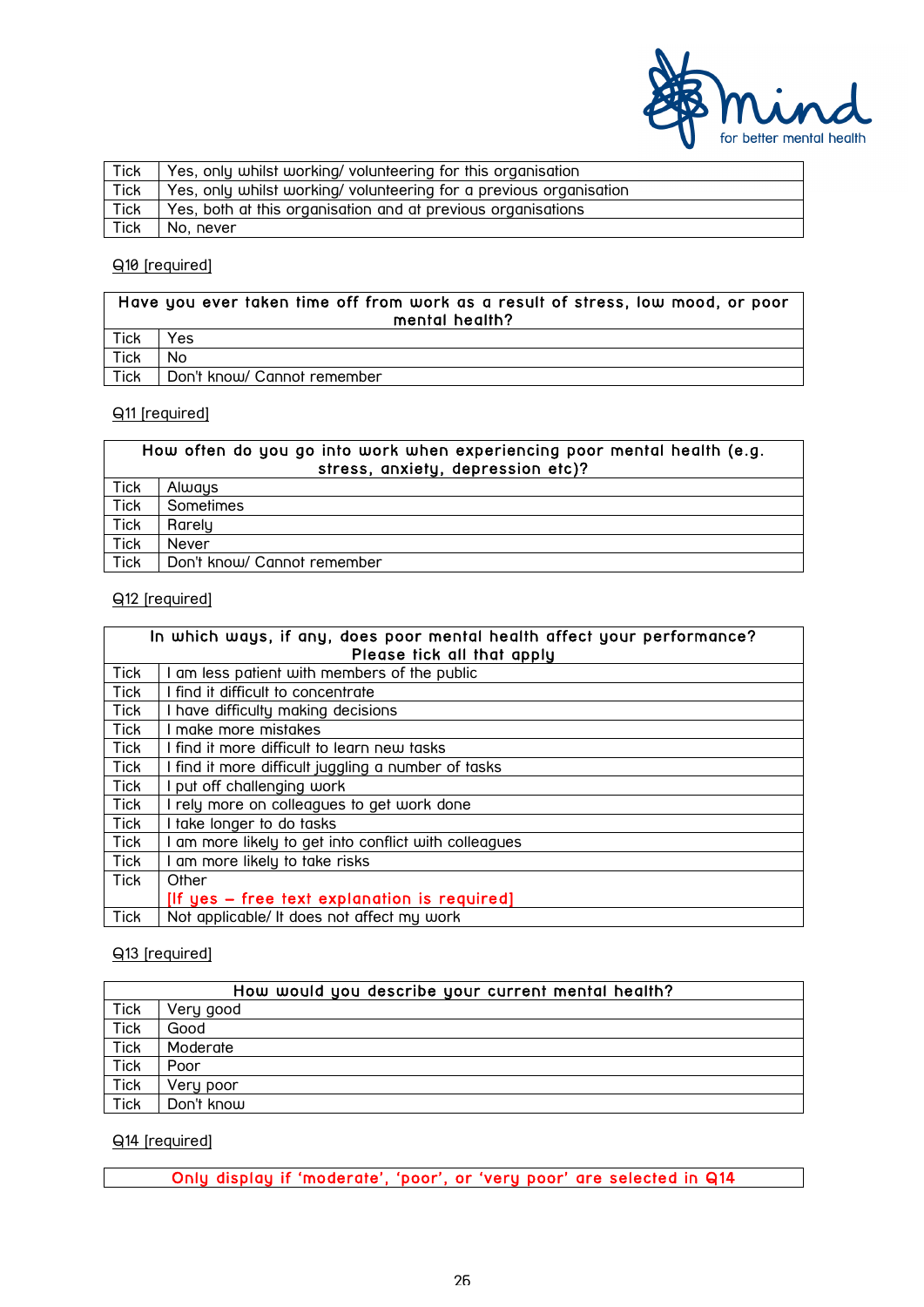| Tick | Yes, only whilst working/ volunteering for this organisation |
|---|---|
| Tick | Yes, only whilst working/ volunteering for a previous organisation |
| Tick | Yes, both at this organisation and at previous organisations |
| Tick | No, never |

Q10 [required]

| Have you ever taken time off from work as a result of stress, low mood, or poor mental health? | |
|---|---|
| Tick | Yes |
| Tick | No |
| Tick | Don't know/ Cannot remember |

Q11 [required]

| How often do you go into work when experiencing poor mental health (e.g. stress, anxiety, depression etc)? | |
|---|---|
| Tick | Always |
| Tick | Sometimes |
| Tick | Rarely |
| Tick | Never |
| Tick | Don't know/ Cannot remember |

Q12 [required]

| In which ways, if any, does poor mental health affect your performance? Please tick all that apply | |
|---|---|
| Tick | I am less patient with members of the public |
| Tick | I find it difficult to concentrate |
| Tick | I have difficulty making decisions |
| Tick | I make more mistakes |
| Tick | I find it more difficult to learn new tasks |
| Tick | I find it more difficult juggling a number of tasks |
| Tick | I put off challenging work |
| Tick | I rely more on colleagues to get work done |
| Tick | I take longer to do tasks |
| Tick | I am more likely to get into conflict with colleagues |
| Tick | I am more likely to take risks |
| Tick | Other [If yes – free text explanation is required] |
| Tick | Not applicable/ It does not affect my work |

Q13 [required]

| How would you describe your current mental health? | |
|---|---|
| Tick | Very good |
| Tick | Good |
| Tick | Moderate |
| Tick | Poor |
| Tick | Very poor |
| Tick | Don't know |

Q14 [required]

| Only display if 'moderate', 'poor', or 'very poor' are selected in Q14 |
|---|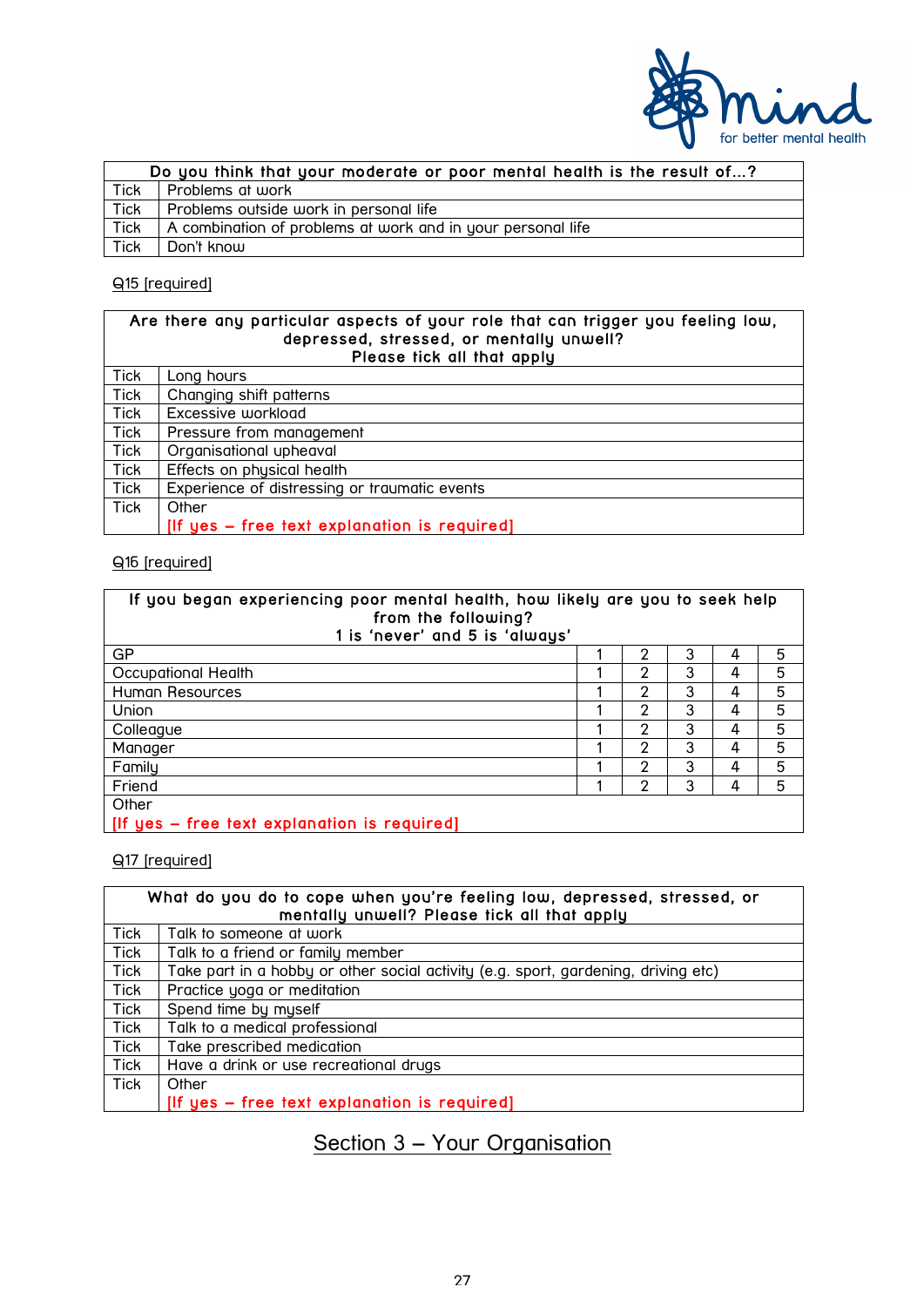| Do you think that your moderate or poor mental health is the result of…? | |
|---|---|
| Tick | Problems at work |
| Tick | Problems outside work in personal life |
| Tick | A combination of problems at work and in your personal life |
| Tick | Don't know |

Q15 [required]

| Are there any particular aspects of your role that can trigger you feeling low, depressed, stressed, or mentally unwell? Please tick all that apply | |
|---|---|
| Tick | Long hours |
| Tick | Changing shift patterns |
| Tick | Excessive workload |
| Tick | Pressure from management |
| Tick | Organisational upheaval |
| Tick | Effects on physical health |
| Tick | Experience of distressing or traumatic events |
| Tick | Other [If yes – free text explanation is required] |

Q16 [required]

| If you began experiencing poor mental health, how likely are you to seek help from the following? 1 is 'never' and 5 is 'always' | | | | | |
|---|---|---|---|---|---|
| GP | 1 | 2 | 3 | 4 | 5 |
| Occupational Health | 1 | 2 | 3 | 4 | 5 |
| Human Resources | 1 | 2 | 3 | 4 | 5 |
| Union | 1 | 2 | 3 | 4 | 5 |
| Colleague | 1 | 2 | 3 | 4 | 5 |
| Manager | 1 | 2 | 3 | 4 | 5 |
| Family | 1 | 2 | 3 | 4 | 5 |
| Friend | 1 | 2 | 3 | 4 | 5 |
| Other [If yes – free text explanation is required] | | | | | |

Q17 [required]

| What do you do to cope when you're feeling low, depressed, stressed, or mentally unwell? Please tick all that apply | |
|---|---|
| Tick | Talk to someone at work |
| Tick | Talk to a friend or family member |
| Tick | Take part in a hobby or other social activity (e.g. sport, gardening, driving etc) |
| Tick | Practice yoga or meditation |
| Tick | Spend time by myself |
| Tick | Talk to a medical professional |
| Tick | Take prescribed medication |
| Tick | Have a drink or use recreational drugs |
| Tick | Other [If yes – free text explanation is required] |

## Section 3 – Your Organisation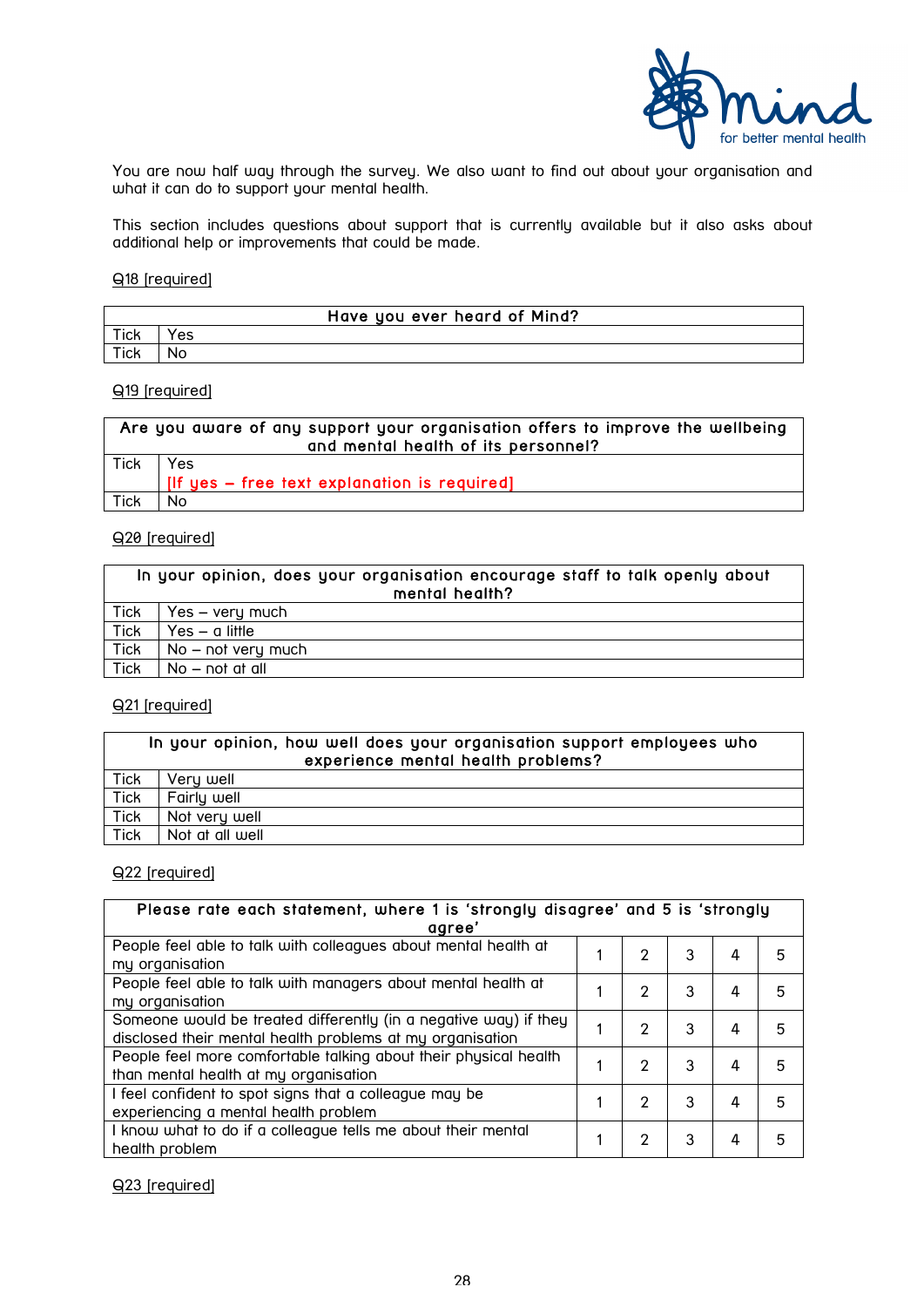You are now half way through the survey. We also want to find out about your organisation and what it can do to support your mental health.

This section includes questions about support that is currently available but it also asks about additional help or improvements that could be made.

Q18 [required]

| Have you ever heard of Mind? | |
|---|---|
| Tick | Yes |
| Tick | No |

Q19 [required]

| Are you aware of any support your organisation offers to improve the wellbeing and mental health of its personnel? | |
|---|---|
| Tick | Yes<br>[If yes – free text explanation is required] |
| Tick | No |

Q20 [required]

| In your opinion, does your organisation encourage staff to talk openly about mental health? | |
|---|---|
| Tick | Yes – very much |
| Tick | Yes – a little |
| Tick | No – not very much |
| Tick | No – not at all |

Q21 [required]

| In your opinion, how well does your organisation support employees who experience mental health problems? | |
|---|---|
| Tick | Very well |
| Tick | Fairly well |
| Tick | Not very well |
| Tick | Not at all well |

Q22 [required]

| Please rate each statement, where 1 is 'strongly disagree' and 5 is 'strongly agree' | | | | | |
|---|---|---|---|---|---|
| People feel able to talk with colleagues about mental health at my organisation | 1 | 2 | 3 | 4 | 5 |
| People feel able to talk with managers about mental health at my organisation | 1 | 2 | 3 | 4 | 5 |
| Someone would be treated differently (in a negative way) if they disclosed their mental health problems at my organisation | 1 | 2 | 3 | 4 | 5 |
| People feel more comfortable talking about their physical health than mental health at my organisation | 1 | 2 | 3 | 4 | 5 |
| I feel confident to spot signs that a colleague may be experiencing a mental health problem | 1 | 2 | 3 | 4 | 5 |
| I know what to do if a colleague tells me about their mental health problem | 1 | 2 | 3 | 4 | 5 |

Q23 [required]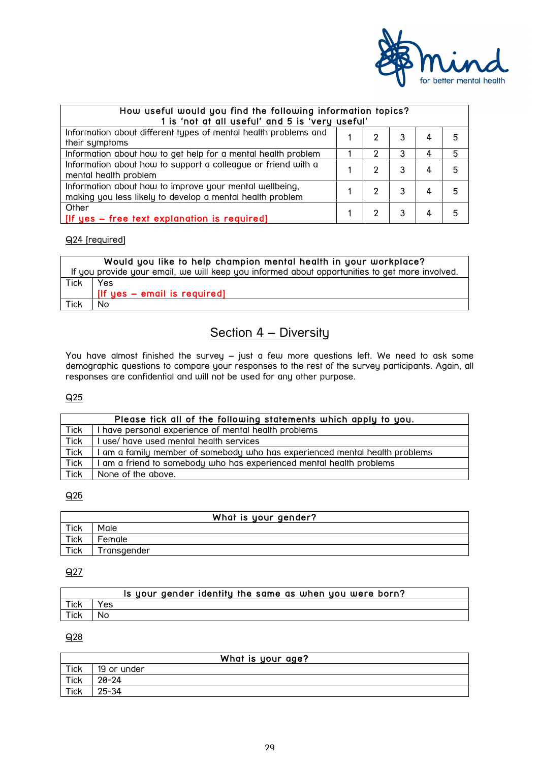| How useful would you find the following information topics? 1 is 'not at all useful' and 5 is 'very useful' | | | | | |
|---|---|---|---|---|---|
| Information about different types of mental health problems and their symptoms | 1 | 2 | 3 | 4 | 5 |
| Information about how to get help for a mental health problem | 1 | 2 | 3 | 4 | 5 |
| Information about how to support a colleague or friend with a mental health problem | 1 | 2 | 3 | 4 | 5 |
| Information about how to improve your mental wellbeing, making you less likely to develop a mental health problem | 1 | 2 | 3 | 4 | 5 |
| Other [If yes – free text explanation is required] | 1 | 2 | 3 | 4 | 5 |

Q24 [required]

| Would you like to help champion mental health in your workplace? If you provide your email, we will keep you informed about opportunities to get more involved. | |
|---|---|
| Tick | Yes [If yes – email is required] |
| Tick | No |

## Section 4 – Diversity

You have almost finished the survey – just a few more questions left. We need to ask some demographic questions to compare your responses to the rest of the survey participants. Again, all responses are confidential and will not be used for any other purpose.

Q25

| Please tick all of the following statements which apply to you. | |
|---|---|
| Tick | I have personal experience of mental health problems |
| Tick | I use/ have used mental health services |
| Tick | I am a family member of somebody who has experienced mental health problems |
| Tick | I am a friend to somebody who has experienced mental health problems |
| Tick | None of the above. |

Q26

| What is your gender? | |
|---|---|
| Tick | Male |
| Tick | Female |
| Tick | Transgender |

Q27

| Is your gender identity the same as when you were born? | |
|---|---|
| Tick | Yes |
| Tick | No |

Q28

| What is your age? | |
|---|---|
| Tick | 19 or under |
| Tick | 20-24 |
| Tick | 25-34 |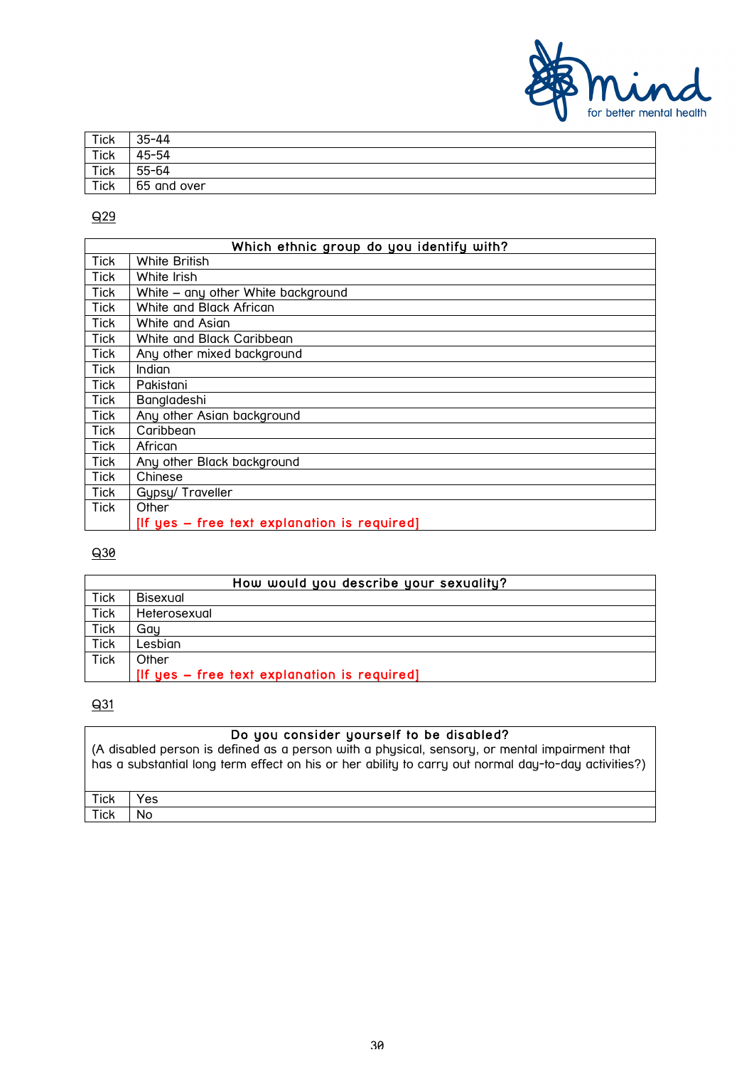| | |
|---|---|
| Tick | 35-44 |
| Tick | 45-54 |
| Tick | 55-64 |
| Tick | 65 and over |

Q29

| Which ethnic group do you identify with? | |
|---|---|
| Tick | White British |
| Tick | White Irish |
| Tick | White – any other White background |
| Tick | White and Black African |
| Tick | White and Asian |
| Tick | White and Black Caribbean |
| Tick | Any other mixed background |
| Tick | Indian |
| Tick | Pakistani |
| Tick | Bangladeshi |
| Tick | Any other Asian background |
| Tick | Caribbean |
| Tick | African |
| Tick | Any other Black background |
| Tick | Chinese |
| Tick | Gypsy/ Traveller |
| Tick | Other [If yes – free text explanation is required] |

Q30

| How would you describe your sexuality? | |
|---|---|
| Tick | Bisexual |
| Tick | Heterosexual |
| Tick | Gay |
| Tick | Lesbian |
| Tick | Other [If yes – free text explanation is required] |

Q31

| Do you consider yourself to be disabled? (A disabled person is defined as a person with a physical, sensory, or mental impairment that has a substantial long term effect on his or her ability to carry out normal day-to-day activities?) | |
|---|---|
| Tick | Yes |
| Tick | No |